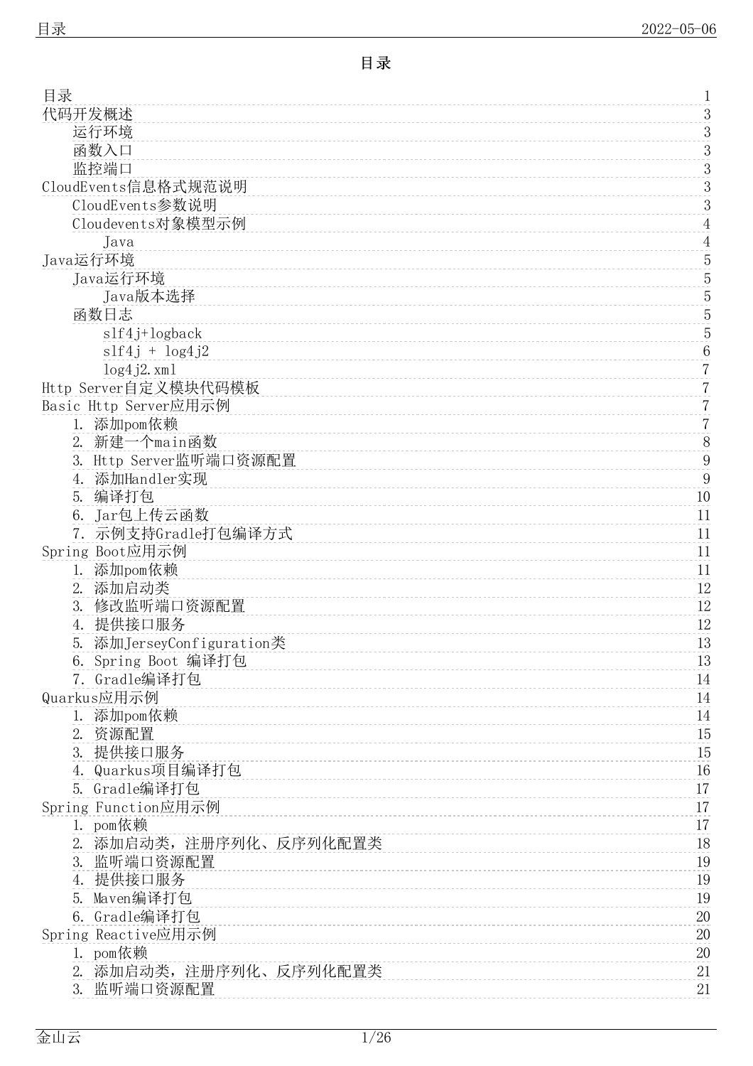# 目录

- 目录 1
- 代码开发概述 3
  - 运行环境 3
  - 函数入口 3
  - 监控端口 3
- CloudEvents信息格式规范说明 3
  - CloudEvents参数说明 3
  - Cloudevents对象模型示例 4
    - Java 4
- Java运行环境 5
  - Java运行环境 5
    - Java版本选择 5
  - 函数日志 5
    - slf4j+logback 5
    - slf4j + log4j2 6
    - log4j2.xml 7
- Http Server自定义模块代码模板 7
- Basic Http Server应用示例 7
  - 1. 添加pom依赖 7
  - 2. 新建一个main函数 8
  - 3. Http Server监听端口资源配置 9
  - 4. 添加Handler实现 9
  - 5. 编译打包 10
  - 6. Jar包上传云函数 11
  - 7. 示例支持Gradle打包编译方式 11
- Spring Boot应用示例 11
  - 1. 添加pom依赖 11
  - 2. 添加启动类 12
  - 3. 修改监听端口资源配置 12
  - 4. 提供接口服务 12
  - 5. 添加JerseyConfiguration类 13
  - 6. Spring Boot 编译打包 13
  - 7. Gradle编译打包 14
- Quarkus应用示例 14
  - 1. 添加pom依赖 14
  - 2. 资源配置 15
  - 3. 提供接口服务 15
  - 4. Quarkus项目编译打包 16
  - 5. Gradle编译打包 17
- Spring Function应用示例 17
  - 1. pom依赖 17
  - 2. 添加启动类，注册序列化、反序列化配置类 18
  - 3. 监听端口资源配置 19
  - 4. 提供接口服务 19
  - 5. Maven编译打包 19
  - 6. Gradle编译打包 20
- Spring Reactive应用示例 20
  - 1. pom依赖 20
  - 2. 添加启动类，注册序列化、反序列化配置类 21
  - 3. 监听端口资源配置 21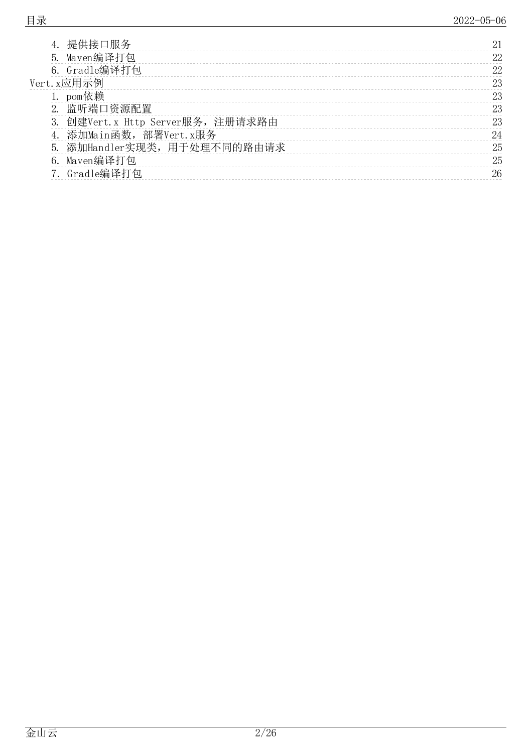- 4. 提供接口服务 21
- 5. Maven编译打包 22
- 6. Gradle编译打包 22

Vert.x应用示例 23

- 1. pom依赖 23
- 2. 监听端口资源配置 23
- 3. 创建Vert.x Http Server服务，注册请求路由 23
- 4. 添加Main函数，部署Vert.x服务 24
- 5. 添加Handler实现类，用于处理不同的路由请求 25
- 6. Maven编译打包 25
- 7. Gradle编译打包 26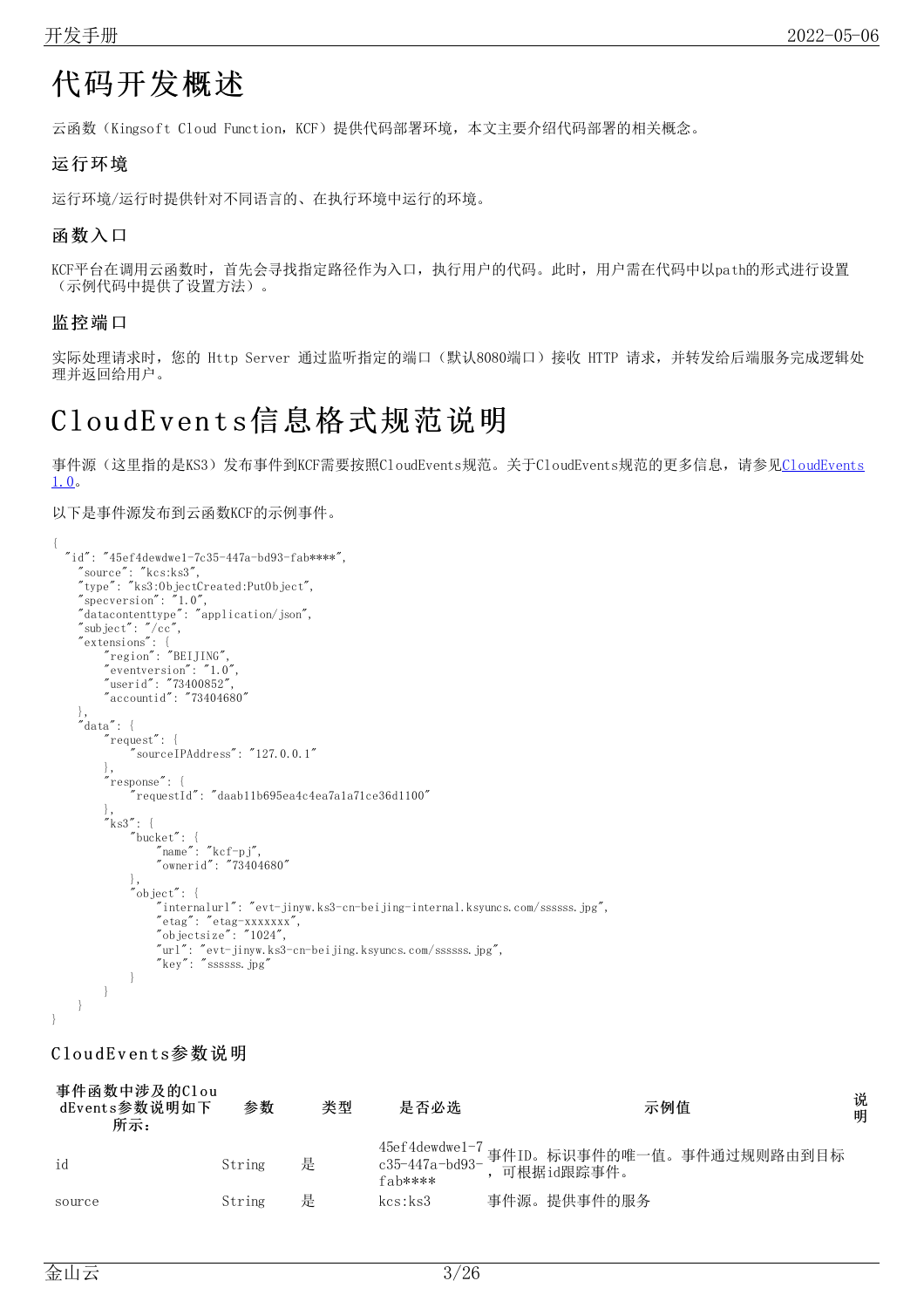# 代码开发概述

云函数（Kingsoft Cloud Function，KCF）提供代码部署环境，本文主要介绍代码部署的相关概念。

## 运行环境

运行环境/运行时提供针对不同语言的、在执行环境中运行的环境。

## 函数入口

KCF平台在调用云函数时，首先会寻找指定路径作为入口，执行用户的代码。此时，用户需在代码中以path的形式进行设置（示例代码中提供了设置方法）。

## 监控端口

实际处理请求时，您的 Http Server 通过监听指定的端口（默认8080端口）接收 HTTP 请求，并转发给后端服务完成逻辑处理并返回给用户。

# CloudEvents信息格式规范说明

事件源（这里指的是KS3）发布事件到KCF需要按照CloudEvents规范。关于CloudEvents规范的更多信息，请参见CloudEvents 1.0。

以下是事件源发布到云函数KCF的示例事件。

```
{
  "id": "45ef4dewdwe1-7c35-447a-bd93-fab****",
    "source": "kcs:ks3",
    "type": "ks3:ObjectCreated:PutObject",
    "specversion": "1.0",
    "datacontenttype": "application/json",
    "subject": "/cc",
    "extensions": {
        "region": "BEIJING",
        "eventversion": "1.0",
        "userid": "73400852",
        "accountid": "73404680"
    },
    "data": {
        "request": {
            "sourceIPAddress": "127.0.0.1"
        },
        "response": {
            "requestId": "daab11b695ea4c4ea7a1a71ce36d1100"
        },
        "ks3": {
            "bucket": {
                "name": "kcf-pj",
                "ownerid": "73404680"
            },
            "object": {
                "internalurl": "evt-jinyw.ks3-cn-beijing-internal.ksyuncs.com/ssssss.jpg",
                "etag": "etag-xxxxxxx",
                "objectsize": "1024",
                "url": "evt-jinyw.ks3-cn-beijing.ksyuncs.com/ssssss.jpg",
                "key": "ssssss.jpg"
            }
        }
    }
}
```

## CloudEvents参数说明

事件函数中涉及的CloudEvents参数说明如下所示：

| 参数 | 类型 | 是否必选 | 示例值 | 说明 |
|---|---|---|---|---|
| id | String | 是 | 45ef4dewdwe1-7c35-447a-bd93-fab**** | 事件ID。标识事件的唯一值。事件通过规则路由到目标，可根据id跟踪事件。 |
| source | String | 是 | kcs:ks3 | 事件源。提供事件的服务 |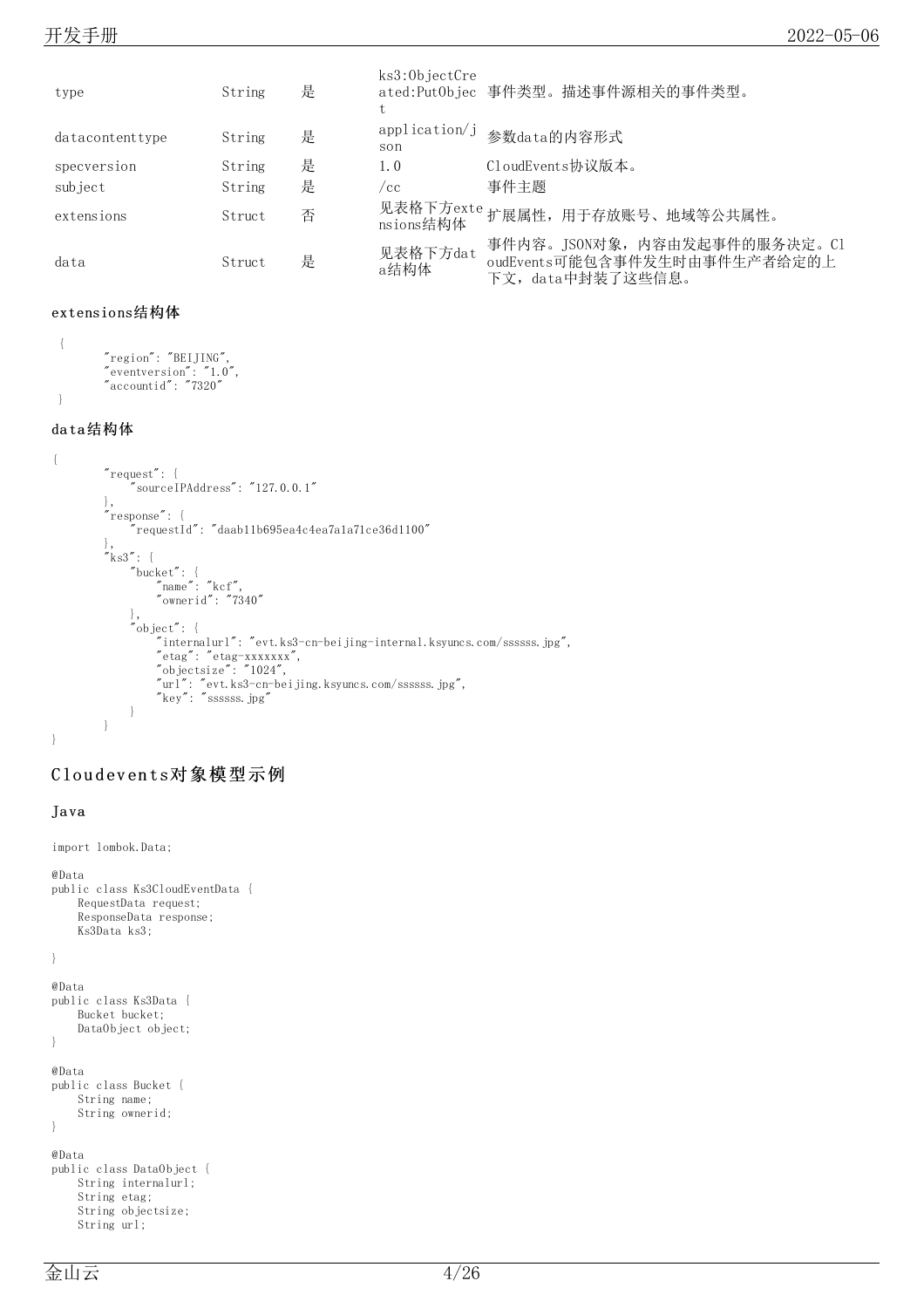| type | String | 是 | ks3:ObjectCreated:PutObject | 事件类型。描述事件源相关的事件类型。 |
|---|---|---|---|---|
| datacontenttype | String | 是 | application/json | 参数data的内容形式 |
| specversion | String | 是 | 1.0 | CloudEvents协议版本。 |
| subject | String | 是 | /cc | 事件主题 |
| extensions | Struct | 否 | 见表格下方extensions结构体 | 扩展属性，用于存放账号、地域等公共属性。 |
| data | Struct | 是 | 见表格下方data结构体 | 事件内容。JSON对象，内容由发起事件的服务决定。CloudEvents可能包含事件发生时由事件生产者给定的上下文，data中封装了这些信息。 |

#### extensions结构体

```
{
        "region": "BEIJING",
        "eventversion": "1.0",
        "accountid": "7320"
}
```

#### data结构体

```
{
        "request": {
            "sourceIPAddress": "127.0.0.1"
        },
        "response": {
            "requestId": "daab11b695ea4c4ea7a1a71ce36d1100"
        },
        "ks3": {
            "bucket": {
                "name": "kcf",
                "ownerid": "7340"
            },
            "object": {
                "internalurl": "evt.ks3-cn-beijing-internal.ksyuncs.com/ssssss.jpg",
                "etag": "etag-xxxxxxx",
                "objectsize": "1024",
                "url": "evt.ks3-cn-beijing.ksyuncs.com/ssssss.jpg",
                "key": "ssssss.jpg"
            }
        }
}
```

## Cloudevents对象模型示例

### Java

```java
import lombok.Data;

@Data
public class Ks3CloudEventData {
    RequestData request;
    ResponseData response;
    Ks3Data ks3;

}

@Data
public class Ks3Data {
    Bucket bucket;
    DataObject object;
}

@Data
public class Bucket {
    String name;
    String ownerid;
}

@Data
public class DataObject {
    String internalurl;
    String etag;
    String objectsize;
    String url;
```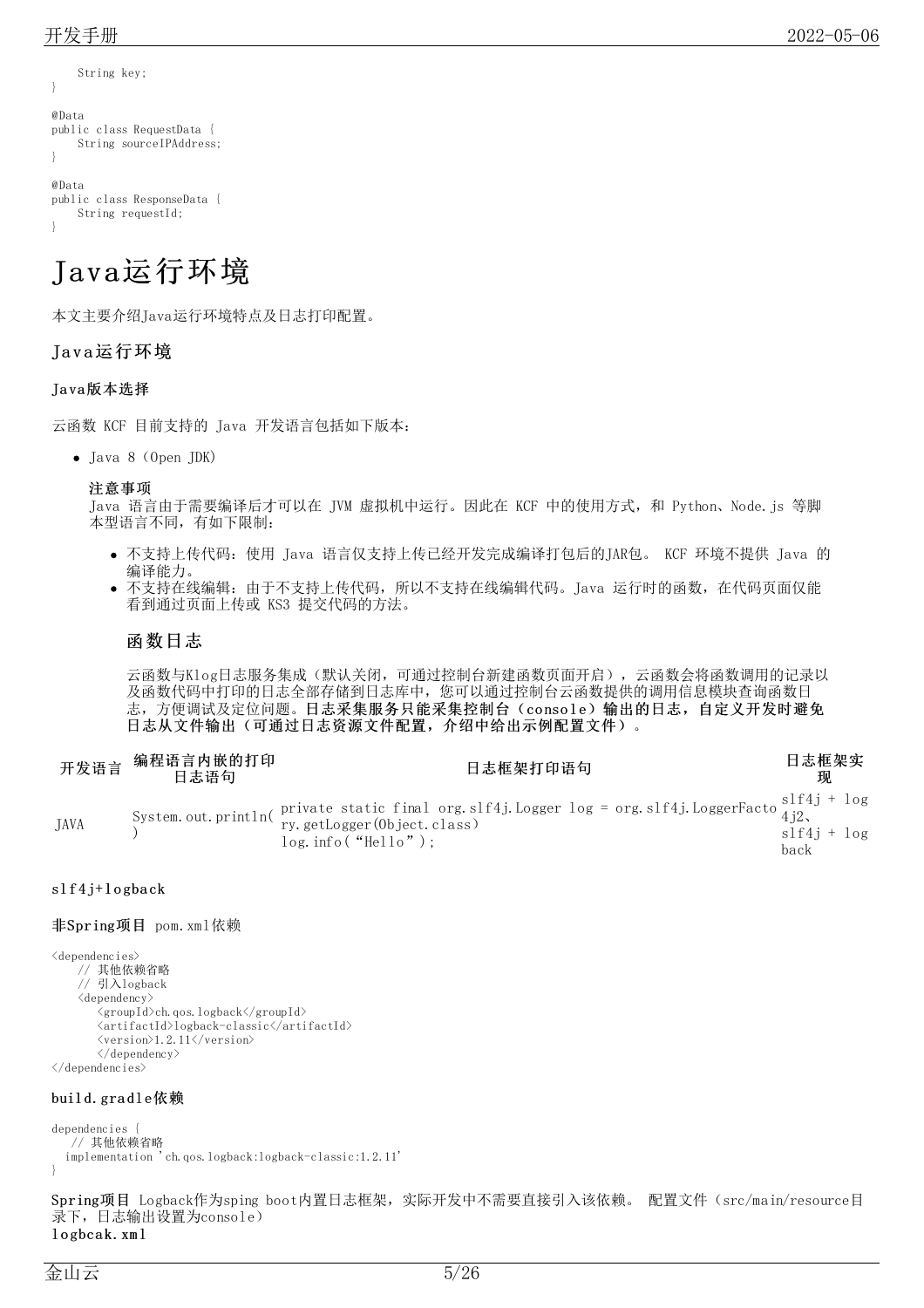```
    String key;
}

@Data
public class RequestData {
    String sourceIPAddress;
}

@Data
public class ResponseData {
    String requestId;
}
```

# Java运行环境

本文主要介绍Java运行环境特点及日志打印配置。

## Java运行环境

### Java版本选择

云函数 KCF 目前支持的 Java 开发语言包括如下版本：

- Java 8（Open JDK）

**注意事项**
Java 语言由于需要编译后才可以在 JVM 虚拟机中运行。因此在 KCF 中的使用方式，和 Python、Node.js 等脚本型语言不同，有如下限制：

- 不支持上传代码：使用 Java 语言仅支持上传已经开发完成编译打包后的JAR包。 KCF 环境不提供 Java 的编译能力。
- 不支持在线编辑：由于不支持上传代码，所以不支持在线编辑代码。Java 运行时的函数，在代码页面仅能看到通过页面上传或 KS3 提交代码的方法。

## 函数日志

云函数与Klog日志服务集成（默认关闭，可通过控制台新建函数页面开启），云函数会将函数调用的记录以及函数代码中打印的日志全部存储到日志库中，您可以通过控制台云函数提供的调用信息模块查询函数日志，方便调试及定位问题。**日志采集服务只能采集控制台（console）输出的日志，自定义开发时避免日志从文件输出（可通过日志资源文件配置，介绍中给出示例配置文件）。**

| 开发语言 | 编程语言内嵌的打印日志语句 | 日志框架打印语句 | 日志框架实现 |
|---|---|---|---|
| JAVA | System.out.println() | private static final org.slf4j.Logger log = org.slf4j.LoggerFactory.getLogger(Object.class)<br>log.info("Hello"); | slf4j + log4j2、slf4j + logback |

### slf4j+logback

**非Spring项目** pom.xml依赖

```
<dependencies>
    // 其他依赖省略
    // 引入logback
    <dependency>
        <groupId>ch.qos.logback</groupId>
        <artifactId>logback-classic</artifactId>
        <version>1.2.11</version>
        </dependency>
</dependencies>
```

**build.gradle依赖**

```
dependencies {
   // 其他依赖省略
  implementation 'ch.qos.logback:logback-classic:1.2.11'
}
```

**Spring项目** Logback作为sping boot内置日志框架，实际开发中不需要直接引入该依赖。 配置文件（src/main/resource目录下，日志输出设置为console）
**logbcak.xml**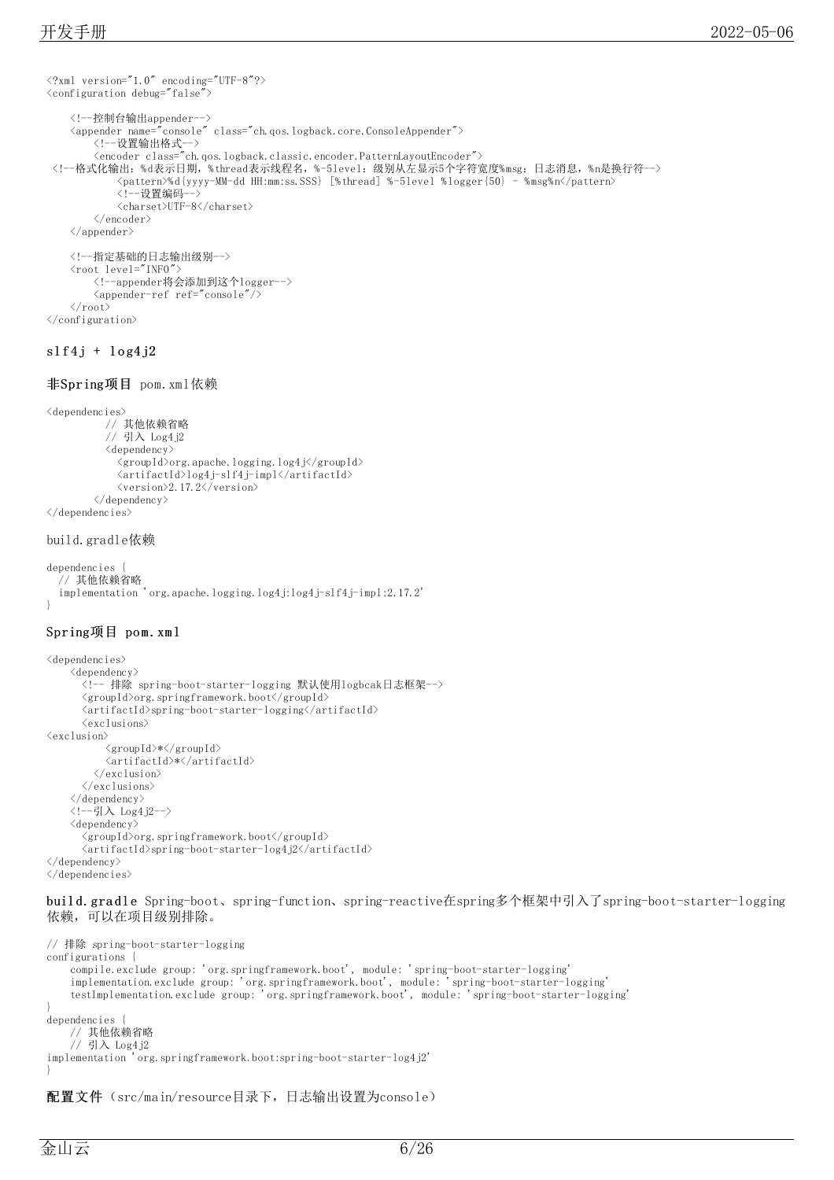```xml
<?xml version="1.0" encoding="UTF-8"?>
<configuration debug="false">

    <!--控制台输出appender-->
    <appender name="console" class="ch.qos.logback.core.ConsoleAppender">
        <!--设置输出格式-->
        <encoder class="ch.qos.logback.classic.encoder.PatternLayoutEncoder">
 <!--格式化输出：%d表示日期，%thread表示线程名，%-5level：级别从左显示5个字符宽度%msg：日志消息，%n是换行符-->
            <pattern>%d{yyyy-MM-dd HH:mm:ss.SSS} [%thread] %-5level %logger{50} - %msg%n</pattern>
            <!--设置编码-->
            <charset>UTF-8</charset>
        </encoder>
    </appender>

    <!--指定基础的日志输出级别-->
    <root level="INFO">
        <!--appender将会添加到这个logger-->
        <appender-ref ref="console"/>
    </root>
</configuration>
```

### slf4j + log4j2

**非Spring项目** pom.xml依赖

```xml
<dependencies>
          // 其他依赖省略
          // 引入 Log4j2
          <dependency>
            <groupId>org.apache.logging.log4j</groupId>
            <artifactId>log4j-slf4j-impl</artifactId>
            <version>2.17.2</version>
        </dependency>
</dependencies>
```

build.gradle依赖

```
dependencies {
  // 其他依赖省略
  implementation 'org.apache.logging.log4j:log4j-slf4j-impl:2.17.2'
}
```

**Spring项目 pom.xml**

```xml
<dependencies>
    <dependency>
      <!-- 排除 spring-boot-starter-logging 默认使用logbcak日志框架-->
      <groupId>org.springframework.boot</groupId>
      <artifactId>spring-boot-starter-logging</artifactId>
      <exclusions>
<exclusion>
          <groupId>*</groupId>
          <artifactId>*</artifactId>
        </exclusion>
      </exclusions>
    </dependency>
    <!--引入 Log4j2-->
    <dependency>
      <groupId>org.springframework.boot</groupId>
      <artifactId>spring-boot-starter-log4j2</artifactId>
</dependency>
</dependencies>
```

**build.gradle** Spring-boot、spring-function、spring-reactive在spring多个框架中引入了spring-boot-starter-logging依赖，可以在项目级别排除。

```
// 排除 spring-boot-starter-logging
configurations {
    compile.exclude group: 'org.springframework.boot', module: 'spring-boot-starter-logging'
    implementation.exclude group: 'org.springframework.boot', module: 'spring-boot-starter-logging'
    testImplementation.exclude group: 'org.springframework.boot', module: 'spring-boot-starter-logging'
}
dependencies {
    // 其他依赖省略
    // 引入 Log4j2
implementation 'org.springframework.boot:spring-boot-starter-log4j2'
}
```

**配置文件**（src/main/resource目录下，日志输出设置为console）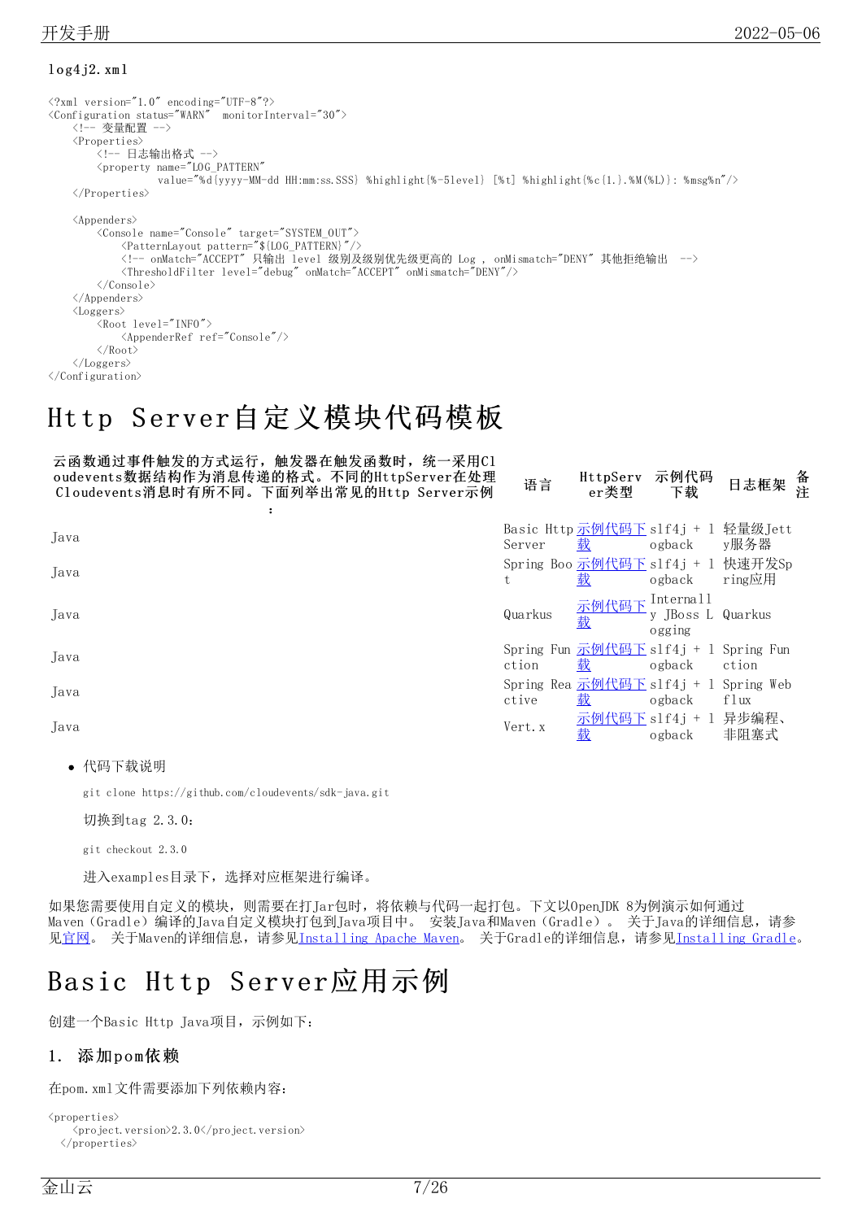log4j2.xml

```
<?xml version="1.0" encoding="UTF-8"?>
<Configuration status="WARN"  monitorInterval="30">
    <!-- 变量配置 -->
    <Properties>
        <!-- 日志输出格式 -->
        <property name="LOG_PATTERN"
                  value="%d{yyyy-MM-dd HH:mm:ss.SSS} %highlight{%-5level} [%t] %highlight{%c{1.}.%M(%L)}: %msg%n"/>
    </Properties>

    <Appenders>
        <Console name="Console" target="SYSTEM_OUT">
            <PatternLayout pattern="${LOG_PATTERN}"/>
            <!-- onMatch="ACCEPT" 只输出 level 级别及级别优先级更高的 Log , onMismatch="DENY" 其他拒绝输出  -->
            <ThresholdFilter level="debug" onMatch="ACCEPT" onMismatch="DENY"/>
        </Console>
    </Appenders>
    <Loggers>
        <Root level="INFO">
            <AppenderRef ref="Console"/>
        </Root>
    </Loggers>
</Configuration>
```

# Http Server自定义模块代码模板

云函数通过事件触发的方式运行，触发器在触发函数时，统一采用Cloudevents数据结构作为消息传递的格式。不同的HttpServer在处理Cloudevents消息时有所不同。下面列举出常见的Http Server示例：

| 语言 | HttpServer类型 | 示例代码下载 | 日志框架 | 备注 |
|---|---|---|---|---|
| Java | Basic Http Server | 示例代码下载 | slf4j + logback | 轻量级Jetty服务器 |
| Java | Spring Boot | 示例代码下载 | slf4j + logback | 快速开发Spring应用 |
| Java | Quarkus | 示例代码下载 | Internally JBoss Logging | Quarkus |
| Java | Spring Function | 示例代码下载 | slf4j + logback | Spring Function |
| Java | Spring Reactive | 示例代码下载 | slf4j + logback | Spring Webflux |
| Java | Vert.x | 示例代码下载 | slf4j + logback | 异步编程、非阻塞式 |

- 代码下载说明

  ```
  git clone https://github.com/cloudevents/sdk-java.git
  ```

  切换到tag 2.3.0：

  ```
  git checkout 2.3.0
  ```

  进入examples目录下，选择对应框架进行编译。

如果您需要使用自定义的模块，则需要在打Jar包时，将依赖与代码一起打包。下文以OpenJDK 8为例演示如何通过Maven（Gradle）编译的Java自定义模块打包到Java项目中。 安装Java和Maven（Gradle）。 关于Java的详细信息，请参见官网。 关于Maven的详细信息，请参见Installing Apache Maven。 关于Gradle的详细信息，请参见Installing Gradle。

# Basic Http Server应用示例

创建一个Basic Http Java项目，示例如下：

## 1. 添加pom依赖

在pom.xml文件需要添加下列依赖内容：

```
<properties>
    <project.version>2.3.0</project.version>
  </properties>
```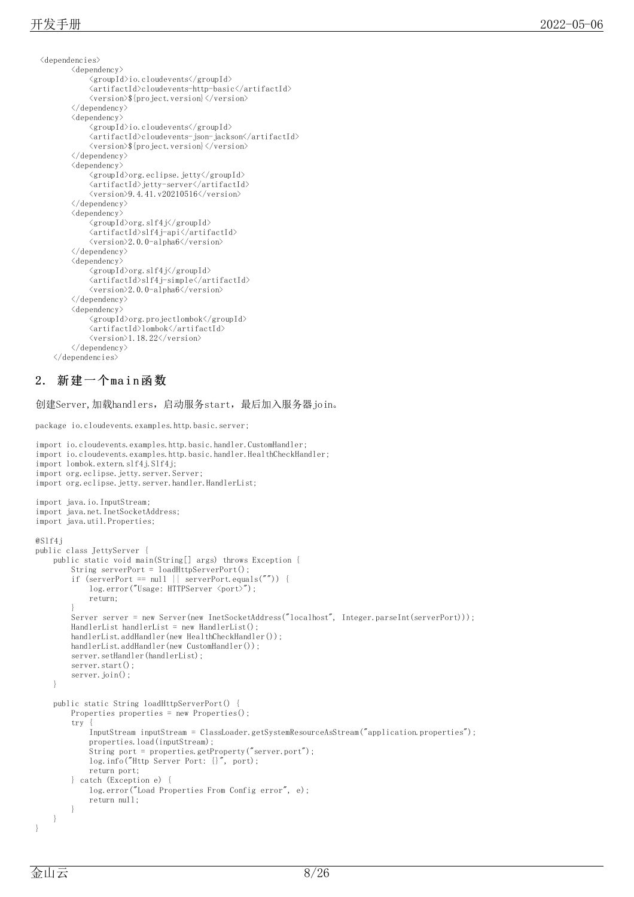```xml
<dependencies>
        <dependency>
            <groupId>io.cloudevents</groupId>
            <artifactId>cloudevents-http-basic</artifactId>
            <version>${project.version}</version>
        </dependency>
        <dependency>
            <groupId>io.cloudevents</groupId>
            <artifactId>cloudevents-json-jackson</artifactId>
            <version>${project.version}</version>
        </dependency>
        <dependency>
            <groupId>org.eclipse.jetty</groupId>
            <artifactId>jetty-server</artifactId>
            <version>9.4.41.v20210516</version>
        </dependency>
        <dependency>
            <groupId>org.slf4j</groupId>
            <artifactId>slf4j-api</artifactId>
            <version>2.0.0-alpha6</version>
        </dependency>
        <dependency>
            <groupId>org.slf4j</groupId>
            <artifactId>slf4j-simple</artifactId>
            <version>2.0.0-alpha6</version>
        </dependency>
        <dependency>
            <groupId>org.projectlombok</groupId>
            <artifactId>lombok</artifactId>
            <version>1.18.22</version>
        </dependency>
    </dependencies>
```

## 2. 新建一个main函数

创建Server,加载handlers，启动服务start，最后加入服务器join。

```java
package io.cloudevents.examples.http.basic.server;

import io.cloudevents.examples.http.basic.handler.CustomHandler;
import io.cloudevents.examples.http.basic.handler.HealthCheckHandler;
import lombok.extern.slf4j.Slf4j;
import org.eclipse.jetty.server.Server;
import org.eclipse.jetty.server.handler.HandlerList;

import java.io.InputStream;
import java.net.InetSocketAddress;
import java.util.Properties;

@Slf4j
public class JettyServer {
    public static void main(String[] args) throws Exception {
        String serverPort = loadHttpServerPort();
        if (serverPort == null || serverPort.equals("")) {
            log.error("Usage: HTTPServer <port>");
            return;
        }
        Server server = new Server(new InetSocketAddress("localhost", Integer.parseInt(serverPort)));
        HandlerList handlerList = new HandlerList();
        handlerList.addHandler(new HealthCheckHandler());
        handlerList.addHandler(new CustomHandler());
        server.setHandler(handlerList);
        server.start();
        server.join();
    }

    public static String loadHttpServerPort() {
        Properties properties = new Properties();
        try {
            InputStream inputStream = ClassLoader.getSystemResourceAsStream("application.properties");
            properties.load(inputStream);
            String port = properties.getProperty("server.port");
            log.info("Http Server Port: {}", port);
            return port;
        } catch (Exception e) {
            log.error("Load Properties From Config error", e);
            return null;
        }
    }
}
```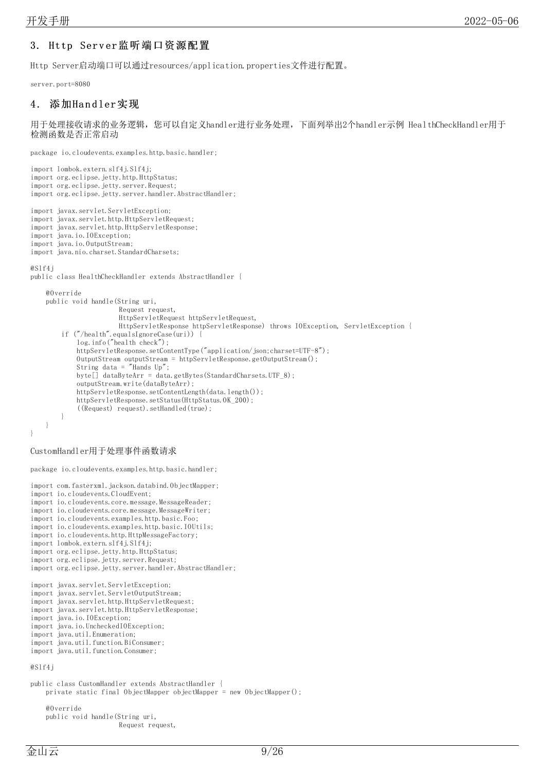## 3. Http Server监听端口资源配置

Http Server启动端口可以通过resources/application.properties文件进行配置。

```
server.port=8080
```

## 4. 添加Handler实现

用于处理接收请求的业务逻辑，您可以自定义handler进行业务处理，下面列举出2个handler示例 HealthCheckHandler用于检测函数是否正常启动

```java
package io.cloudevents.examples.http.basic.handler;

import lombok.extern.slf4j.Slf4j;
import org.eclipse.jetty.http.HttpStatus;
import org.eclipse.jetty.server.Request;
import org.eclipse.jetty.server.handler.AbstractHandler;

import javax.servlet.ServletException;
import javax.servlet.http.HttpServletRequest;
import javax.servlet.http.HttpServletResponse;
import java.io.IOException;
import java.io.OutputStream;
import java.nio.charset.StandardCharsets;

@Slf4j
public class HealthCheckHandler extends AbstractHandler {

    @Override
    public void handle(String uri,
                       Request request,
                       HttpServletRequest httpServletRequest,
                       HttpServletResponse httpServletResponse) throws IOException, ServletException {
        if ("/health".equalsIgnoreCase(uri)) {
            log.info("health check");
            httpServletResponse.setContentType("application/json;charset=UTF-8");
            OutputStream outputStream = httpServletResponse.getOutputStream();
            String data = "Hands Up";
            byte[] dataByteArr = data.getBytes(StandardCharsets.UTF_8);
            outputStream.write(dataByteArr);
            httpServletResponse.setContentLength(data.length());
            httpServletResponse.setStatus(HttpStatus.OK_200);
            ((Request) request).setHandled(true);
        }
    }
}
```

CustomHandler用于处理事件函数请求

```java
package io.cloudevents.examples.http.basic.handler;

import com.fasterxml.jackson.databind.ObjectMapper;
import io.cloudevents.CloudEvent;
import io.cloudevents.core.message.MessageReader;
import io.cloudevents.core.message.MessageWriter;
import io.cloudevents.examples.http.basic.Foo;
import io.cloudevents.examples.http.basic.IOUtils;
import io.cloudevents.http.HttpMessageFactory;
import lombok.extern.slf4j.Slf4j;
import org.eclipse.jetty.http.HttpStatus;
import org.eclipse.jetty.server.Request;
import org.eclipse.jetty.server.handler.AbstractHandler;

import javax.servlet.ServletException;
import javax.servlet.ServletOutputStream;
import javax.servlet.http.HttpServletRequest;
import javax.servlet.http.HttpServletResponse;
import java.io.IOException;
import java.io.UncheckedIOException;
import java.util.Enumeration;
import java.util.function.BiConsumer;
import java.util.function.Consumer;

@Slf4j

public class CustomHandler extends AbstractHandler {
    private static final ObjectMapper objectMapper = new ObjectMapper();

    @Override
    public void handle(String uri,
                       Request request,
```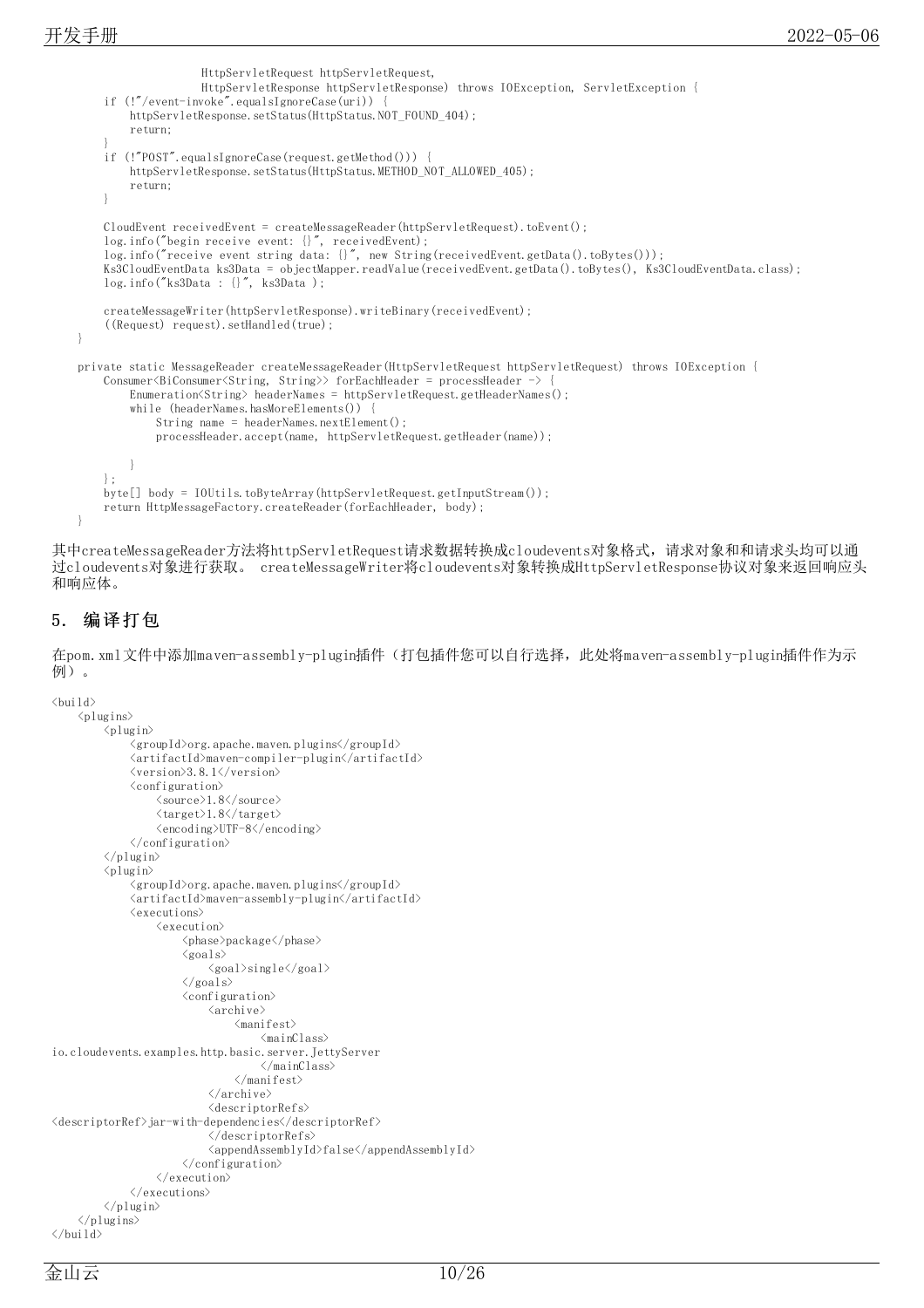```java
                    HttpServletRequest httpServletRequest,
                    HttpServletResponse httpServletResponse) throws IOException, ServletException {
        if (!"/event-invoke".equalsIgnoreCase(uri)) {
            httpServletResponse.setStatus(HttpStatus.NOT_FOUND_404);
            return;
        }
        if (!"POST".equalsIgnoreCase(request.getMethod())) {
            httpServletResponse.setStatus(HttpStatus.METHOD_NOT_ALLOWED_405);
            return;
        }

        CloudEvent receivedEvent = createMessageReader(httpServletRequest).toEvent();
        log.info("begin receive event: {}", receivedEvent);
        log.info("receive event string data: {}", new String(receivedEvent.getData().toBytes()));
        Ks3CloudEventData ks3Data = objectMapper.readValue(receivedEvent.getData().toBytes(), Ks3CloudEventData.class);
        log.info("ks3Data : {}", ks3Data );

        createMessageWriter(httpServletResponse).writeBinary(receivedEvent);
        ((Request) request).setHandled(true);
    }

    private static MessageReader createMessageReader(HttpServletRequest httpServletRequest) throws IOException {
        Consumer<BiConsumer<String, String>> forEachHeader = processHeader -> {
            Enumeration<String> headerNames = httpServletRequest.getHeaderNames();
            while (headerNames.hasMoreElements()) {
                String name = headerNames.nextElement();
                processHeader.accept(name, httpServletRequest.getHeader(name));

            }
        };
        byte[] body = IOUtils.toByteArray(httpServletRequest.getInputStream());
        return HttpMessageFactory.createReader(forEachHeader, body);
    }
```

其中createMessageReader方法将httpServletRequest请求数据转换成cloudevents对象格式，请求对象和和请求头均可以通过cloudevents对象进行获取。 createMessageWriter将cloudevents对象转换成HttpServletResponse协议对象来返回响应头和响应体。

## 5. 编译打包

在pom.xml文件中添加maven-assembly-plugin插件（打包插件您可以自行选择，此处将maven-assembly-plugin插件作为示例）。

```xml
<build>
    <plugins>
        <plugin>
            <groupId>org.apache.maven.plugins</groupId>
            <artifactId>maven-compiler-plugin</artifactId>
            <version>3.8.1</version>
            <configuration>
                <source>1.8</source>
                <target>1.8</target>
                <encoding>UTF-8</encoding>
            </configuration>
        </plugin>
        <plugin>
            <groupId>org.apache.maven.plugins</groupId>
            <artifactId>maven-assembly-plugin</artifactId>
            <executions>
                <execution>
                    <phase>package</phase>
                    <goals>
                        <goal>single</goal>
                    </goals>
                    <configuration>
                        <archive>
                            <manifest>
                                <mainClass>
io.cloudevents.examples.http.basic.server.JettyServer
                                </mainClass>
                            </manifest>
                        </archive>
                        <descriptorRefs>
<descriptorRef>jar-with-dependencies</descriptorRef>
                        </descriptorRefs>
                        <appendAssemblyId>false</appendAssemblyId>
                    </configuration>
                </execution>
            </executions>
        </plugin>
    </plugins>
</build>
```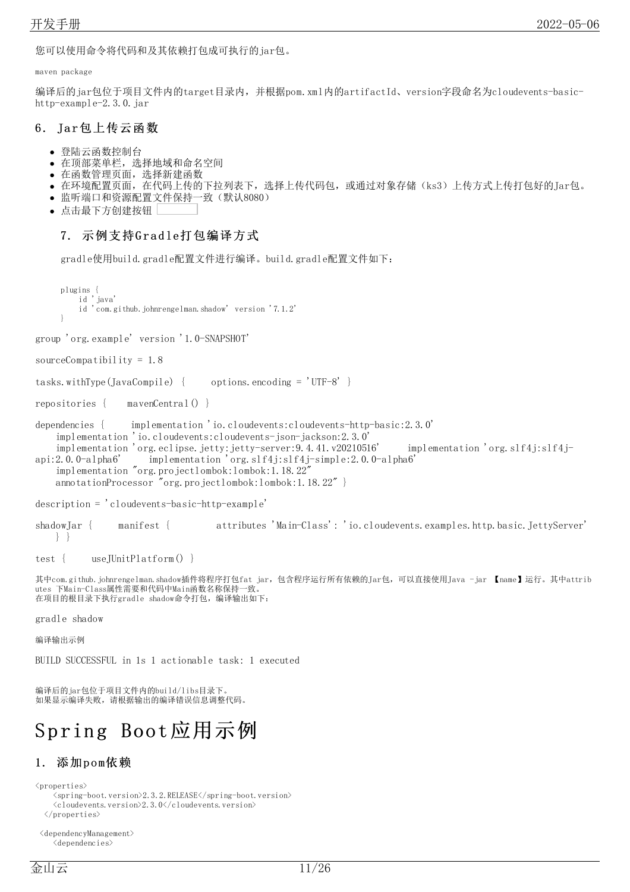您可以使用命令将代码和及其依赖打包成可执行的jar包。

```
maven package
```

编译后的jar包位于项目文件内的target目录内，并根据pom.xml内的artifactId、version字段命名为cloudevents-basic-http-example-2.3.0.jar

## 6. Jar包上传云函数

- 登陆云函数控制台
- 在顶部菜单栏，选择地域和命名空间
- 在函数管理页面，选择新建函数
- 在环境配置页面，在代码上传的下拉列表下，选择上传代码包，或通过对象存储（ks3）上传方式上传打包好的Jar包。
- 监听端口和资源配置文件保持一致（默认8080）
- 点击最下方创建按钮

## 7. 示例支持Gradle打包编译方式

gradle使用build.gradle配置文件进行编译。build.gradle配置文件如下：

```
plugins {
    id 'java'
    id 'com.github.johnrengelman.shadow' version '7.1.2'
}

group 'org.example' version '1.0-SNAPSHOT'

sourceCompatibility = 1.8

tasks.withType(JavaCompile) {     options.encoding = 'UTF-8' }

repositories {     mavenCentral() }

dependencies {     implementation 'io.cloudevents:cloudevents-http-basic:2.3.0'
    implementation 'io.cloudevents:cloudevents-json-jackson:2.3.0'
    implementation 'org.eclipse.jetty:jetty-server:9.4.41.v20210516'     implementation 'org.slf4j:slf4j-api:2.0.0-alpha6'     implementation 'org.slf4j:slf4j-simple:2.0.0-alpha6'
    implementation "org.projectlombok:lombok:1.18.22"
    annotationProcessor "org.projectlombok:lombok:1.18.22" }

description = 'cloudevents-basic-http-example'

shadowJar {     manifest {         attributes 'Main-Class': 'io.cloudevents.examples.http.basic.JettyServer'
    } }

test {     useJUnitPlatform() }
```

其中com.github.johnrengelman.shadow插件将程序打包fat jar，包含程序运行所有依赖的Jar包，可以直接使用Java -jar 【name】运行。其中attributes 下Main-Class属性需要和代码中Main函数名称保持一致。
在项目的根目录下执行gradle shadow命令打包，编译输出如下：

```
gradle shadow
```

编译输出示例

```
BUILD SUCCESSFUL in 1s 1 actionable task: 1 executed
```

编译后的jar包位于项目文件内的build/libs目录下。
如果显示编译失败，请根据输出的编译错误信息调整代码。

# Spring Boot应用示例

## 1. 添加pom依赖

```
<properties>
    <spring-boot.version>2.3.2.RELEASE</spring-boot.version>
    <cloudevents.version>2.3.0</cloudevents.version>
  </properties>

 <dependencyManagement>
    <dependencies>
```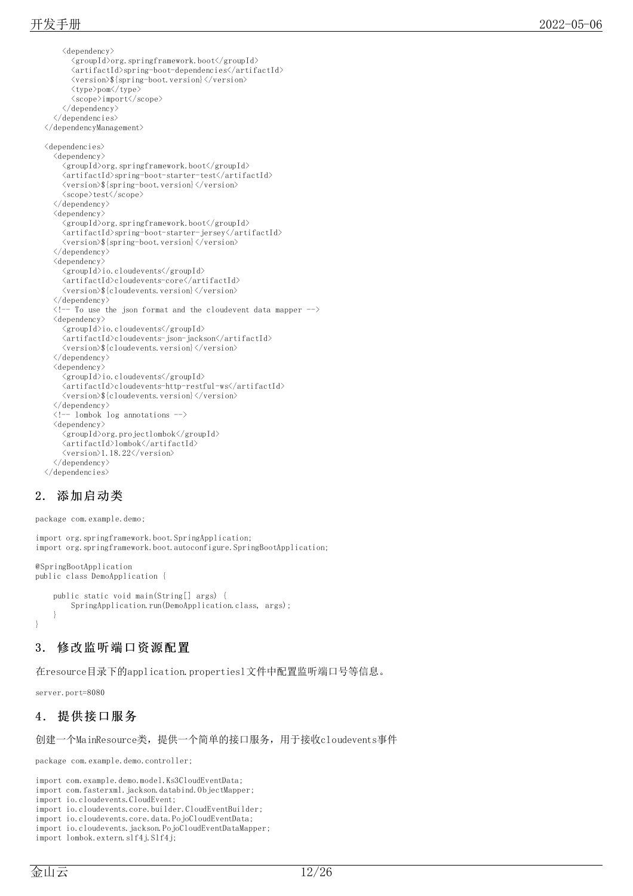```xml
      <dependency>
        <groupId>org.springframework.boot</groupId>
        <artifactId>spring-boot-dependencies</artifactId>
        <version>${spring-boot.version}</version>
        <type>pom</type>
        <scope>import</scope>
      </dependency>
    </dependencies>
  </dependencyManagement>

  <dependencies>
    <dependency>
      <groupId>org.springframework.boot</groupId>
      <artifactId>spring-boot-starter-test</artifactId>
      <version>${spring-boot.version}</version>
      <scope>test</scope>
    </dependency>
    <dependency>
      <groupId>org.springframework.boot</groupId>
      <artifactId>spring-boot-starter-jersey</artifactId>
      <version>${spring-boot.version}</version>
    </dependency>
    <dependency>
      <groupId>io.cloudevents</groupId>
      <artifactId>cloudevents-core</artifactId>
      <version>${cloudevents.version}</version>
    </dependency>
    <!-- To use the json format and the cloudevent data mapper -->
    <dependency>
      <groupId>io.cloudevents</groupId>
      <artifactId>cloudevents-json-jackson</artifactId>
      <version>${cloudevents.version}</version>
    </dependency>
    <dependency>
      <groupId>io.cloudevents</groupId>
      <artifactId>cloudevents-http-restful-ws</artifactId>
      <version>${cloudevents.version}</version>
    </dependency>
    <!-- lombok log annotations -->
    <dependency>
      <groupId>org.projectlombok</groupId>
      <artifactId>lombok</artifactId>
      <version>1.18.22</version>
    </dependency>
  </dependencies>
```

## 2. 添加启动类

```java
package com.example.demo;

import org.springframework.boot.SpringApplication;
import org.springframework.boot.autoconfigure.SpringBootApplication;

@SpringBootApplication
public class DemoApplication {

    public static void main(String[] args) {
        SpringApplication.run(DemoApplication.class, args);
    }
}
```

## 3. 修改监听端口资源配置

在resource目录下的application.properties1文件中配置监听端口号等信息。

```
server.port=8080
```

## 4. 提供接口服务

创建一个MainResource类，提供一个简单的接口服务，用于接收cloudevents事件

```java
package com.example.demo.controller;

import com.example.demo.model.Ks3CloudEventData;
import com.fasterxml.jackson.databind.ObjectMapper;
import io.cloudevents.CloudEvent;
import io.cloudevents.core.builder.CloudEventBuilder;
import io.cloudevents.core.data.PojoCloudEventData;
import io.cloudevents.jackson.PojoCloudEventDataMapper;
import lombok.extern.slf4j.Slf4j;
```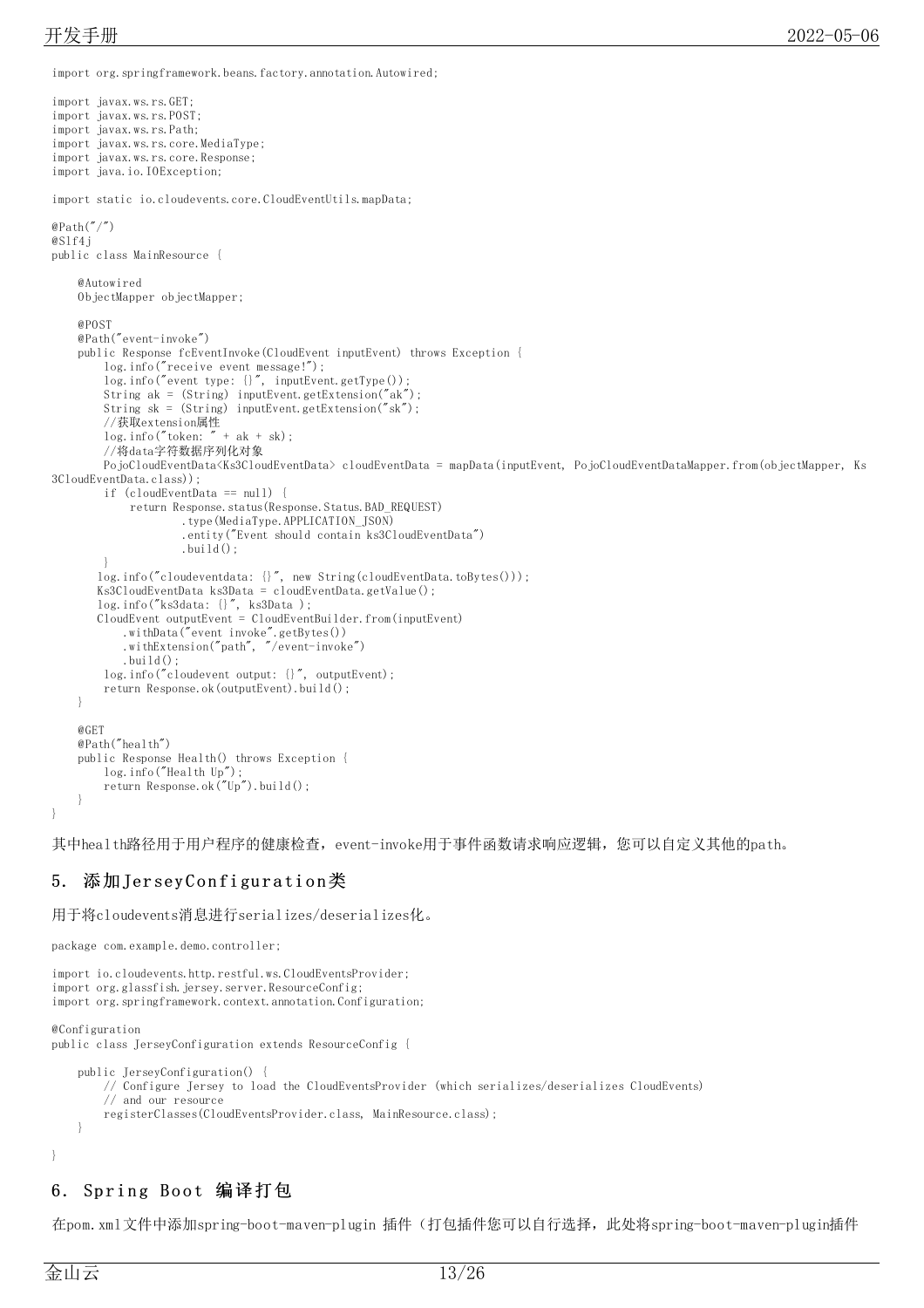```
import org.springframework.beans.factory.annotation.Autowired;

import javax.ws.rs.GET;
import javax.ws.rs.POST;
import javax.ws.rs.Path;
import javax.ws.rs.core.MediaType;
import javax.ws.rs.core.Response;
import java.io.IOException;

import static io.cloudevents.core.CloudEventUtils.mapData;

@Path("/")
@Slf4j
public class MainResource {

    @Autowired
    ObjectMapper objectMapper;

    @POST
    @Path("event-invoke")
    public Response fcEventInvoke(CloudEvent inputEvent) throws Exception {
        log.info("receive event message!");
        log.info("event type: {}", inputEvent.getType());
        String ak = (String) inputEvent.getExtension("ak");
        String sk = (String) inputEvent.getExtension("sk");
        //获取extension属性
        log.info("token: " + ak + sk);
        //将data字符数据序列化对象
        PojoCloudEventData<Ks3CloudEventData> cloudEventData = mapData(inputEvent, PojoCloudEventDataMapper.from(objectMapper, Ks3CloudEventData.class));
        if (cloudEventData == null) {
            return Response.status(Response.Status.BAD_REQUEST)
                    .type(MediaType.APPLICATION_JSON)
                    .entity("Event should contain ks3CloudEventData")
                    .build();
        }
       log.info("cloudeventdata: {}", new String(cloudEventData.toBytes()));
       Ks3CloudEventData ks3Data = cloudEventData.getValue();
       log.info("ks3data: {}", ks3Data );
       CloudEvent outputEvent = CloudEventBuilder.from(inputEvent)
           .withData("event invoke".getBytes())
           .withExtension("path", "/event-invoke")
           .build();
        log.info("cloudevent output: {}", outputEvent);
        return Response.ok(outputEvent).build();
    }

    @GET
    @Path("health")
    public Response Health() throws Exception {
        log.info("Health Up");
        return Response.ok("Up").build();
    }
}
```

其中health路径用于用户程序的健康检查，event-invoke用于事件函数请求响应逻辑，您可以自定义其他的path。

## 5. 添加JerseyConfiguration类

用于将cloudevents消息进行serializes/deserializes化。

```
package com.example.demo.controller;

import io.cloudevents.http.restful.ws.CloudEventsProvider;
import org.glassfish.jersey.server.ResourceConfig;
import org.springframework.context.annotation.Configuration;

@Configuration
public class JerseyConfiguration extends ResourceConfig {

    public JerseyConfiguration() {
        // Configure Jersey to load the CloudEventsProvider (which serializes/deserializes CloudEvents)
        // and our resource
        registerClasses(CloudEventsProvider.class, MainResource.class);
    }

}
```

## 6. Spring Boot 编译打包

在pom.xml文件中添加spring-boot-maven-plugin 插件（打包插件您可以自行选择，此处将spring-boot-maven-plugin插件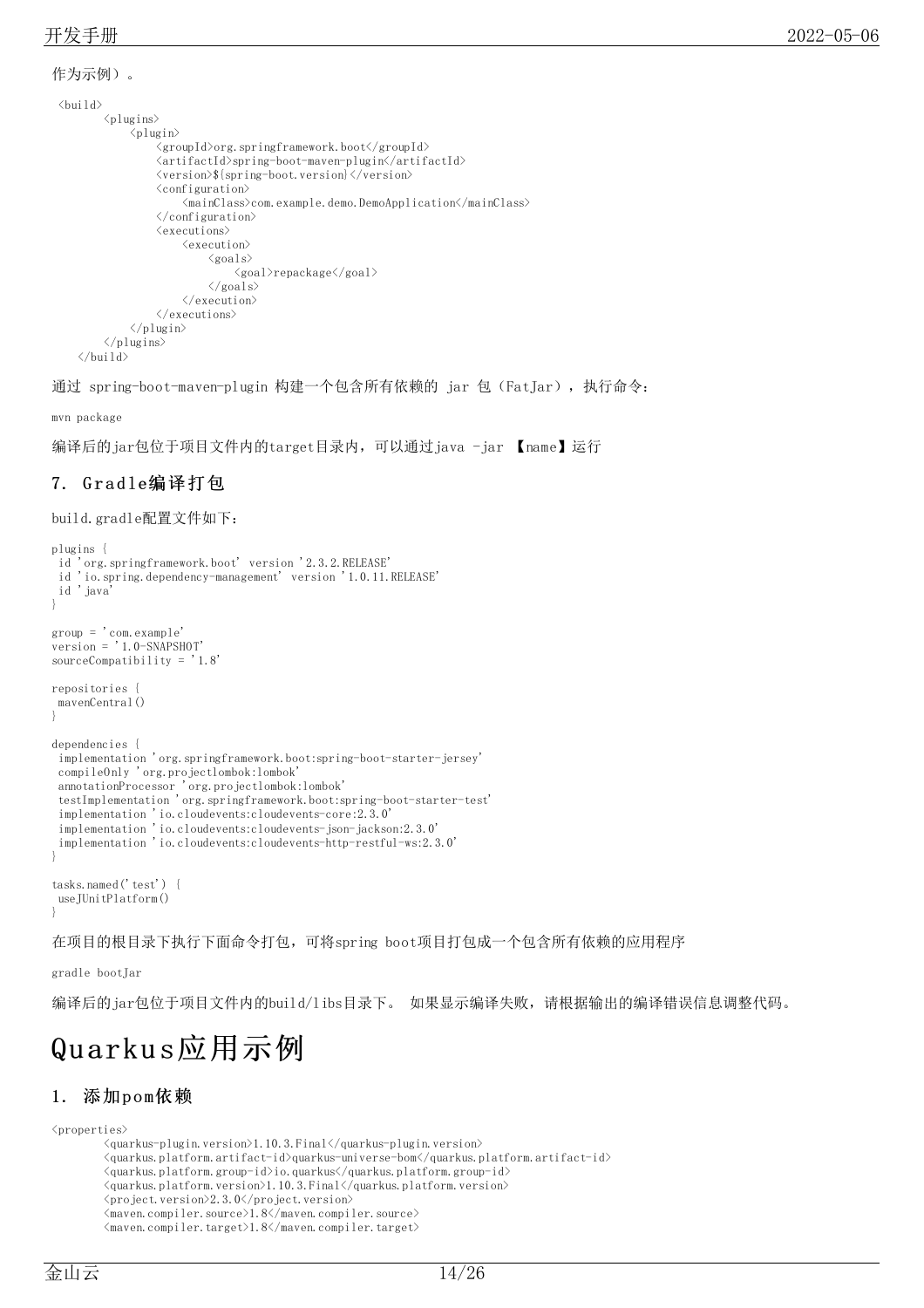作为示例）。

```
<build>
        <plugins>
            <plugin>
                <groupId>org.springframework.boot</groupId>
                <artifactId>spring-boot-maven-plugin</artifactId>
                <version>${spring-boot.version}</version>
                <configuration>
                    <mainClass>com.example.demo.DemoApplication</mainClass>
                </configuration>
                <executions>
                    <execution>
                        <goals>
                            <goal>repackage</goal>
                        </goals>
                    </execution>
                </executions>
            </plugin>
        </plugins>
    </build>
```

通过 spring-boot-maven-plugin 构建一个包含所有依赖的 jar 包（FatJar），执行命令：

```
mvn package
```

编译后的jar包位于项目文件内的target目录内，可以通过java -jar 【name】运行

## 7. Gradle编译打包

build.gradle配置文件如下：

```
plugins {
 id 'org.springframework.boot' version '2.3.2.RELEASE'
 id 'io.spring.dependency-management' version '1.0.11.RELEASE'
 id 'java'
}

group = 'com.example'
version = '1.0-SNAPSHOT'
sourceCompatibility = '1.8'

repositories {
 mavenCentral()
}

dependencies {
 implementation 'org.springframework.boot:spring-boot-starter-jersey'
 compileOnly 'org.projectlombok:lombok'
 annotationProcessor 'org.projectlombok:lombok'
 testImplementation 'org.springframework.boot:spring-boot-starter-test'
 implementation 'io.cloudevents:cloudevents-core:2.3.0'
 implementation 'io.cloudevents:cloudevents-json-jackson:2.3.0'
 implementation 'io.cloudevents:cloudevents-http-restful-ws:2.3.0'
}

tasks.named('test') {
 useJUnitPlatform()
}
```

在项目的根目录下执行下面命令打包，可将spring boot项目打包成一个包含所有依赖的应用程序

```
gradle bootJar
```

编译后的jar包位于项目文件内的build/libs目录下。 如果显示编译失败，请根据输出的编译错误信息调整代码。

# Quarkus应用示例

## 1. 添加pom依赖

```
<properties>
        <quarkus-plugin.version>1.10.3.Final</quarkus-plugin.version>
        <quarkus.platform.artifact-id>quarkus-universe-bom</quarkus.platform.artifact-id>
        <quarkus.platform.group-id>io.quarkus</quarkus.platform.group-id>
        <quarkus.platform.version>1.10.3.Final</quarkus.platform.version>
        <project.version>2.3.0</project.version>
        <maven.compiler.source>1.8</maven.compiler.source>
        <maven.compiler.target>1.8</maven.compiler.target>
```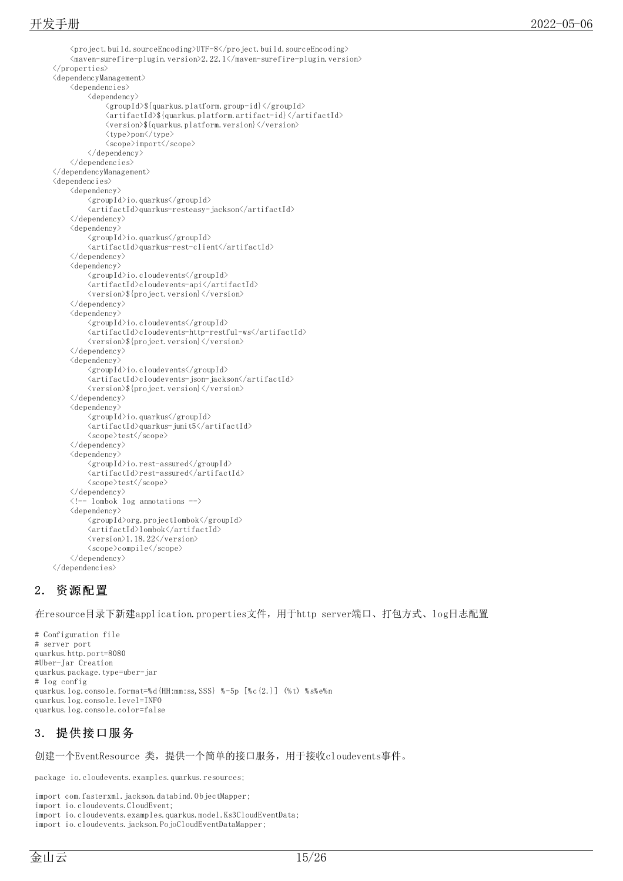```xml
        <project.build.sourceEncoding>UTF-8</project.build.sourceEncoding>
        <maven-surefire-plugin.version>2.22.1</maven-surefire-plugin.version>
    </properties>
    <dependencyManagement>
        <dependencies>
            <dependency>
                <groupId>${quarkus.platform.group-id}</groupId>
                <artifactId>${quarkus.platform.artifact-id}</artifactId>
                <version>${quarkus.platform.version}</version>
                <type>pom</type>
                <scope>import</scope>
            </dependency>
        </dependencies>
    </dependencyManagement>
    <dependencies>
        <dependency>
            <groupId>io.quarkus</groupId>
            <artifactId>quarkus-resteasy-jackson</artifactId>
        </dependency>
        <dependency>
            <groupId>io.quarkus</groupId>
            <artifactId>quarkus-rest-client</artifactId>
        </dependency>
        <dependency>
            <groupId>io.cloudevents</groupId>
            <artifactId>cloudevents-api</artifactId>
            <version>${project.version}</version>
        </dependency>
        <dependency>
            <groupId>io.cloudevents</groupId>
            <artifactId>cloudevents-http-restful-ws</artifactId>
            <version>${project.version}</version>
        </dependency>
        <dependency>
            <groupId>io.cloudevents</groupId>
            <artifactId>cloudevents-json-jackson</artifactId>
            <version>${project.version}</version>
        </dependency>
        <dependency>
            <groupId>io.quarkus</groupId>
            <artifactId>quarkus-junit5</artifactId>
            <scope>test</scope>
        </dependency>
        <dependency>
            <groupId>io.rest-assured</groupId>
            <artifactId>rest-assured</artifactId>
            <scope>test</scope>
        </dependency>
        <!-- lombok log annotations -->
        <dependency>
            <groupId>org.projectlombok</groupId>
            <artifactId>lombok</artifactId>
            <version>1.18.22</version>
            <scope>compile</scope>
        </dependency>
    </dependencies>
```

## 2. 资源配置

在resource目录下新建application.properties文件，用于http server端口、打包方式、log日志配置

```properties
# Configuration file
# server port
quarkus.http.port=8080
#Uber-Jar Creation
quarkus.package.type=uber-jar
# log config
quarkus.log.console.format=%d{HH:mm:ss,SSS} %-5p [%c{2.}] (%t) %s%e%n
quarkus.log.console.level=INFO
quarkus.log.console.color=false
```

## 3. 提供接口服务

创建一个EventResource 类，提供一个简单的接口服务，用于接收cloudevents事件。

```java
package io.cloudevents.examples.quarkus.resources;

import com.fasterxml.jackson.databind.ObjectMapper;
import io.cloudevents.CloudEvent;
import io.cloudevents.examples.quarkus.model.Ks3CloudEventData;
import io.cloudevents.jackson.PojoCloudEventDataMapper;
```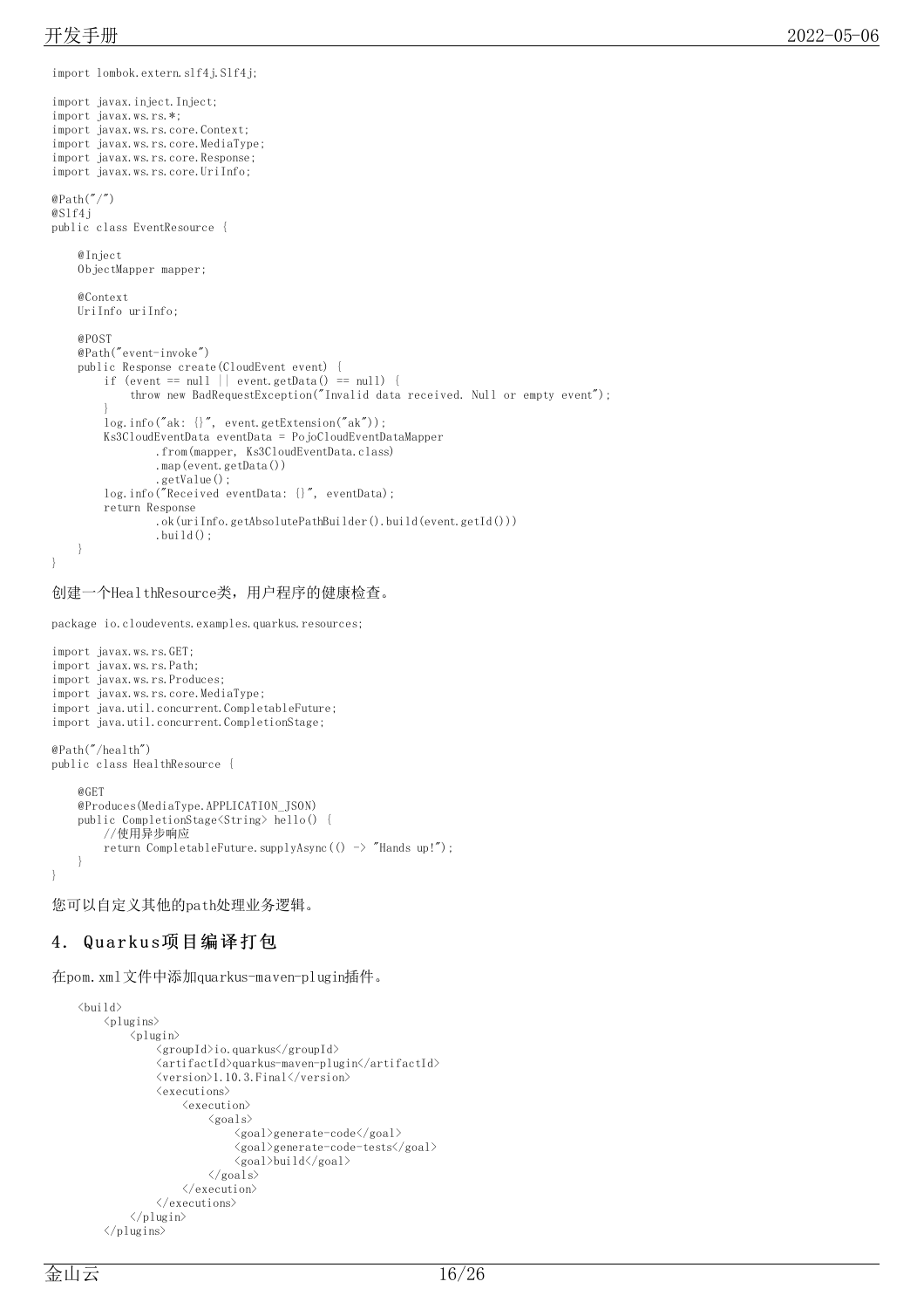```java
import lombok.extern.slf4j.Slf4j;

import javax.inject.Inject;
import javax.ws.rs.*;
import javax.ws.rs.core.Context;
import javax.ws.rs.core.MediaType;
import javax.ws.rs.core.Response;
import javax.ws.rs.core.UriInfo;

@Path("/")
@Slf4j
public class EventResource {

    @Inject
    ObjectMapper mapper;

    @Context
    UriInfo uriInfo;

    @POST
    @Path("event-invoke")
    public Response create(CloudEvent event) {
        if (event == null || event.getData() == null) {
            throw new BadRequestException("Invalid data received. Null or empty event");
        }
        log.info("ak: {}", event.getExtension("ak"));
        Ks3CloudEventData eventData = PojoCloudEventDataMapper
                .from(mapper, Ks3CloudEventData.class)
                .map(event.getData())
                .getValue();
        log.info("Received eventData: {}", eventData);
        return Response
                .ok(uriInfo.getAbsolutePathBuilder().build(event.getId()))
                .build();
    }
}
```

创建一个HealthResource类，用户程序的健康检查。

```java
package io.cloudevents.examples.quarkus.resources;

import javax.ws.rs.GET;
import javax.ws.rs.Path;
import javax.ws.rs.Produces;
import javax.ws.rs.core.MediaType;
import java.util.concurrent.CompletableFuture;
import java.util.concurrent.CompletionStage;

@Path("/health")
public class HealthResource {

    @GET
    @Produces(MediaType.APPLICATION_JSON)
    public CompletionStage<String> hello() {
        //使用异步响应
        return CompletableFuture.supplyAsync(() -> "Hands up!");
    }
}
```

您可以自定义其他的path处理业务逻辑。

## 4. Quarkus项目编译打包

在pom.xml文件中添加quarkus-maven-plugin插件。

```xml
    <build>
        <plugins>
            <plugin>
                <groupId>io.quarkus</groupId>
                <artifactId>quarkus-maven-plugin</artifactId>
                <version>1.10.3.Final</version>
                <executions>
                    <execution>
                        <goals>
                            <goal>generate-code</goal>
                            <goal>generate-code-tests</goal>
                            <goal>build</goal>
                        </goals>
                    </execution>
                </executions>
            </plugin>
        </plugins>
```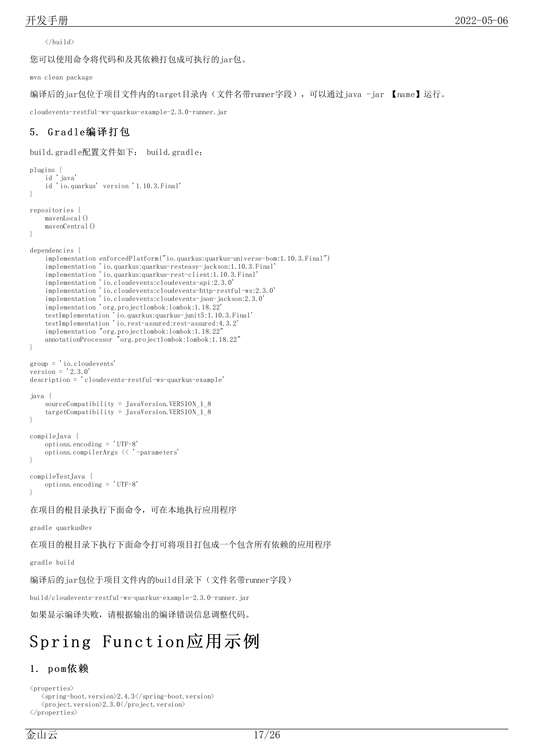```
    </build>
```

您可以使用命令将代码和及其依赖打包成可执行的jar包。

```
mvn clean package
```

编译后的jar包位于项目文件内的target目录内（文件名带runner字段），可以通过java -jar 【name】运行。

```
cloudevents-restful-ws-quarkus-example-2.3.0-runner.jar
```

## 5. Gradle编译打包

build.gradle配置文件如下： build.gradle：

```
plugins {
    id 'java'
    id 'io.quarkus' version '1.10.3.Final'
}

repositories {
    mavenLocal()
    mavenCentral()
}

dependencies {
    implementation enforcedPlatform("io.quarkus:quarkus-universe-bom:1.10.3.Final")
    implementation 'io.quarkus:quarkus-resteasy-jackson:1.10.3.Final'
    implementation 'io.quarkus:quarkus-rest-client:1.10.3.Final'
    implementation 'io.cloudevents:cloudevents-api:2.3.0'
    implementation 'io.cloudevents:cloudevents-http-restful-ws:2.3.0'
    implementation 'io.cloudevents:cloudevents-json-jackson:2.3.0'
    implementation 'org.projectlombok:lombok:1.18.22'
    testImplementation 'io.quarkus:quarkus-junit5:1.10.3.Final'
    testImplementation 'io.rest-assured:rest-assured:4.3.2'
    implementation "org.projectlombok:lombok:1.18.22"
    annotationProcessor "org.projectlombok:lombok:1.18.22"
}

group = 'io.cloudevents'
version = '2.3.0'
description = 'cloudevents-restful-ws-quarkus-example'

java {
    sourceCompatibility = JavaVersion.VERSION_1_8
    targetCompatibility = JavaVersion.VERSION_1_8
}

compileJava {
    options.encoding = 'UTF-8'
    options.compilerArgs << '-parameters'
}

compileTestJava {
    options.encoding = 'UTF-8'
}
```

在项目的根目录执行下面命令，可在本地执行应用程序

```
gradle quarkusDev
```

在项目的根目录下执行下面命令打可将项目打包成一个包含所有依赖的应用程序

```
gradle build
```

编译后的jar包位于项目文件内的build目录下（文件名带runner字段）

```
build/cloudevents-restful-ws-quarkus-example-2.3.0-runner.jar
```

如果显示编译失败，请根据输出的编译错误信息调整代码。

# Spring Function应用示例

## 1. pom依赖

```
<properties>
   <spring-boot.version>2.4.3</spring-boot.version>
   <project.version>2.3.0</project.version>
</properties>
```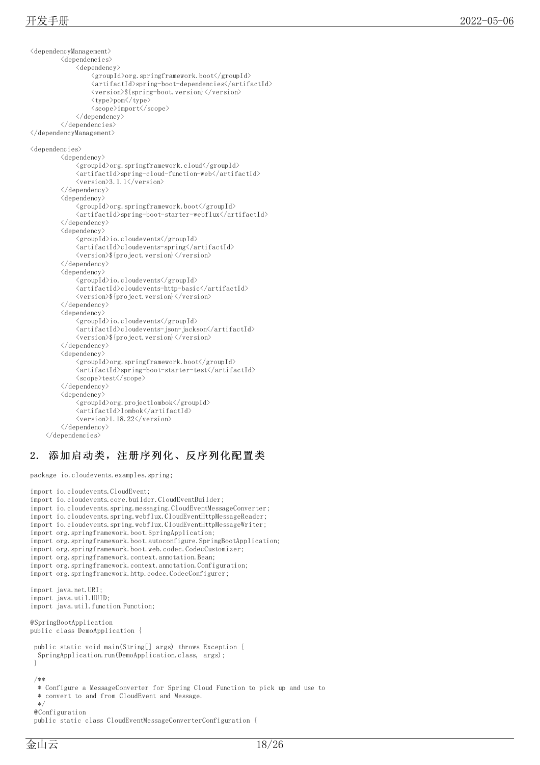```xml
<dependencyManagement>
        <dependencies>
            <dependency>
                <groupId>org.springframework.boot</groupId>
                <artifactId>spring-boot-dependencies</artifactId>
                <version>${spring-boot.version}</version>
                <type>pom</type>
                <scope>import</scope>
            </dependency>
        </dependencies>
</dependencyManagement>

<dependencies>
        <dependency>
            <groupId>org.springframework.cloud</groupId>
            <artifactId>spring-cloud-function-web</artifactId>
            <version>3.1.1</version>
        </dependency>
        <dependency>
            <groupId>org.springframework.boot</groupId>
            <artifactId>spring-boot-starter-webflux</artifactId>
        </dependency>
        <dependency>
            <groupId>io.cloudevents</groupId>
            <artifactId>cloudevents-spring</artifactId>
            <version>${project.version}</version>
        </dependency>
        <dependency>
            <groupId>io.cloudevents</groupId>
            <artifactId>cloudevents-http-basic</artifactId>
            <version>${project.version}</version>
        </dependency>
        <dependency>
            <groupId>io.cloudevents</groupId>
            <artifactId>cloudevents-json-jackson</artifactId>
            <version>${project.version}</version>
        </dependency>
        <dependency>
            <groupId>org.springframework.boot</groupId>
            <artifactId>spring-boot-starter-test</artifactId>
            <scope>test</scope>
        </dependency>
        <dependency>
            <groupId>org.projectlombok</groupId>
            <artifactId>lombok</artifactId>
            <version>1.18.22</version>
        </dependency>
    </dependencies>
```

## 2. 添加启动类，注册序列化、反序列化配置类

```java
package io.cloudevents.examples.spring;

import io.cloudevents.CloudEvent;
import io.cloudevents.core.builder.CloudEventBuilder;
import io.cloudevents.spring.messaging.CloudEventMessageConverter;
import io.cloudevents.spring.webflux.CloudEventHttpMessageReader;
import io.cloudevents.spring.webflux.CloudEventHttpMessageWriter;
import org.springframework.boot.SpringApplication;
import org.springframework.boot.autoconfigure.SpringBootApplication;
import org.springframework.boot.web.codec.CodecCustomizer;
import org.springframework.context.annotation.Bean;
import org.springframework.context.annotation.Configuration;
import org.springframework.http.codec.CodecConfigurer;

import java.net.URI;
import java.util.UUID;
import java.util.function.Function;

@SpringBootApplication
public class DemoApplication {

 public static void main(String[] args) throws Exception {
  SpringApplication.run(DemoApplication.class, args);
 }

 /**
  * Configure a MessageConverter for Spring Cloud Function to pick up and use to
  * convert to and from CloudEvent and Message.
  */
 @Configuration
 public static class CloudEventMessageConverterConfiguration {
```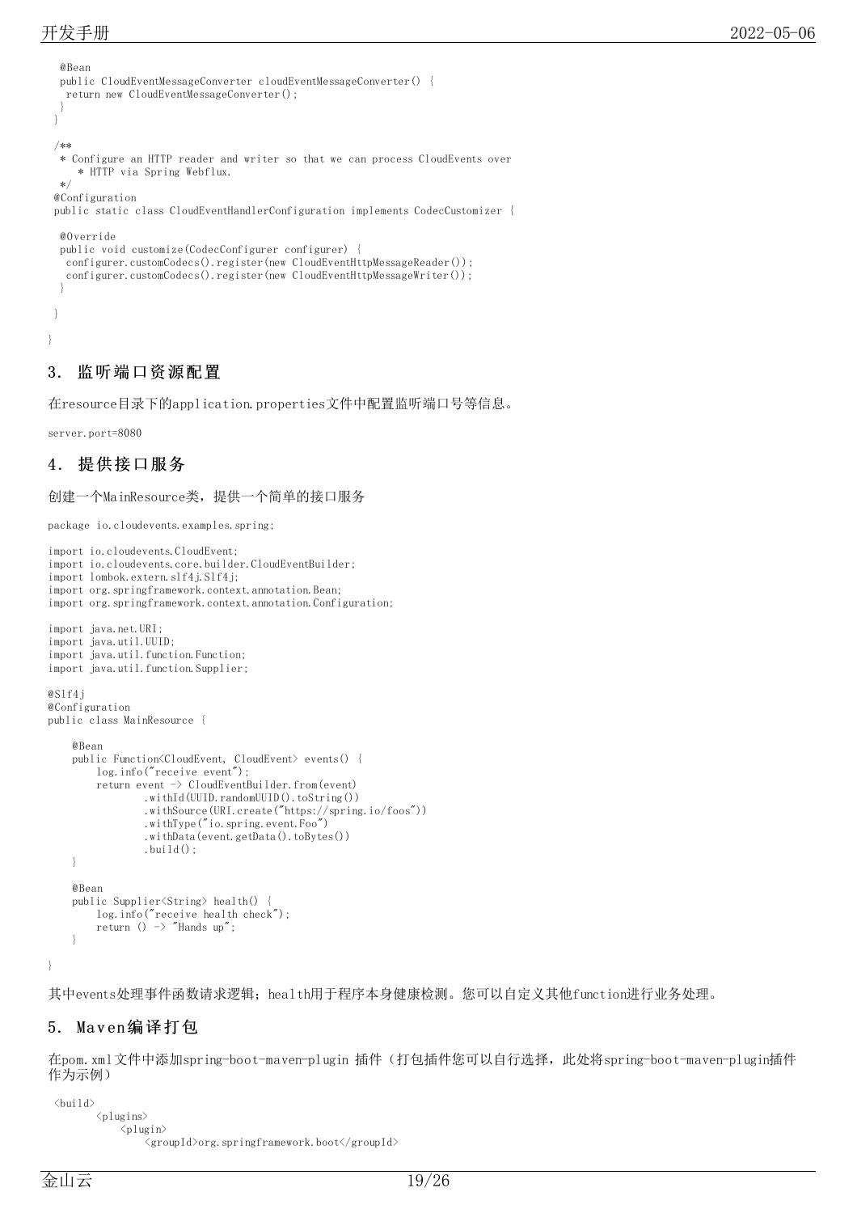```
   @Bean
   public CloudEventMessageConverter cloudEventMessageConverter() {
    return new CloudEventMessageConverter();
   }
  }

  /**
   * Configure an HTTP reader and writer so that we can process CloudEvents over
      * HTTP via Spring Webflux.
   */
  @Configuration
  public static class CloudEventHandlerConfiguration implements CodecCustomizer {

   @Override
   public void customize(CodecConfigurer configurer) {
    configurer.customCodecs().register(new CloudEventHttpMessageReader());
    configurer.customCodecs().register(new CloudEventHttpMessageWriter());
   }

  }

}
```

## 3. 监听端口资源配置

在resource目录下的application.properties文件中配置监听端口号等信息。

```
server.port=8080
```

## 4. 提供接口服务

创建一个MainResource类，提供一个简单的接口服务

```
package io.cloudevents.examples.spring;

import io.cloudevents.CloudEvent;
import io.cloudevents.core.builder.CloudEventBuilder;
import lombok.extern.slf4j.Slf4j;
import org.springframework.context.annotation.Bean;
import org.springframework.context.annotation.Configuration;

import java.net.URI;
import java.util.UUID;
import java.util.function.Function;
import java.util.function.Supplier;

@Slf4j
@Configuration
public class MainResource {

    @Bean
    public Function<CloudEvent, CloudEvent> events() {
        log.info("receive event");
        return event -> CloudEventBuilder.from(event)
                .withId(UUID.randomUUID().toString())
                .withSource(URI.create("https://spring.io/foos"))
                .withType("io.spring.event.Foo")
                .withData(event.getData().toBytes())
                .build();
    }

    @Bean
    public Supplier<String> health() {
        log.info("receive health check");
        return () -> "Hands up";
    }

}
```

其中events处理事件函数请求逻辑；health用于程序本身健康检测。您可以自定义其他function进行业务处理。

## 5. Maven编译打包

在pom.xml文件中添加spring-boot-maven-plugin 插件（打包插件您可以自行选择，此处将spring-boot-maven-plugin插件作为示例）

```
 <build>
        <plugins>
            <plugin>
                <groupId>org.springframework.boot</groupId>
```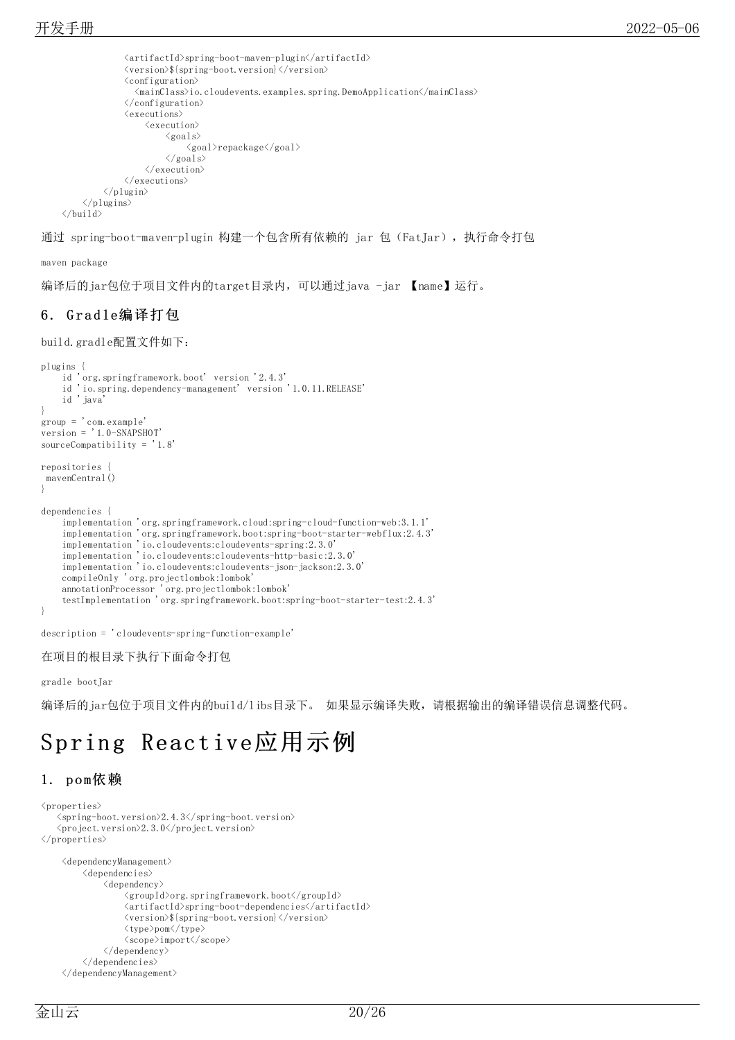```
                <artifactId>spring-boot-maven-plugin</artifactId>
                <version>${spring-boot.version}</version>
                <configuration>
                  <mainClass>io.cloudevents.examples.spring.DemoApplication</mainClass>
                </configuration>
                <executions>
                    <execution>
                        <goals>
                            <goal>repackage</goal>
                        </goals>
                    </execution>
                </executions>
            </plugin>
        </plugins>
    </build>
```

通过 spring-boot-maven-plugin 构建一个包含所有依赖的 jar 包（FatJar），执行命令打包

```
maven package
```

编译后的jar包位于项目文件内的target目录内，可以通过java -jar 【name】运行。

## 6. Gradle编译打包

build.gradle配置文件如下：

```
plugins {
    id 'org.springframework.boot' version '2.4.3'
    id 'io.spring.dependency-management' version '1.0.11.RELEASE'
    id 'java'
}
group = 'com.example'
version = '1.0-SNAPSHOT'
sourceCompatibility = '1.8'

repositories {
 mavenCentral()
}

dependencies {
    implementation 'org.springframework.cloud:spring-cloud-function-web:3.1.1'
    implementation 'org.springframework.boot:spring-boot-starter-webflux:2.4.3'
    implementation 'io.cloudevents:cloudevents-spring:2.3.0'
    implementation 'io.cloudevents:cloudevents-http-basic:2.3.0'
    implementation 'io.cloudevents:cloudevents-json-jackson:2.3.0'
    compileOnly 'org.projectlombok:lombok'
    annotationProcessor 'org.projectlombok:lombok'
    testImplementation 'org.springframework.boot:spring-boot-starter-test:2.4.3'
}

description = 'cloudevents-spring-function-example'
```

在项目的根目录下执行下面命令打包

```
gradle bootJar
```

编译后的jar包位于项目文件内的build/libs目录下。 如果显示编译失败，请根据输出的编译错误信息调整代码。

# Spring Reactive应用示例

## 1. pom依赖

```
<properties>
   <spring-boot.version>2.4.3</spring-boot.version>
   <project.version>2.3.0</project.version>
</properties>

    <dependencyManagement>
        <dependencies>
            <dependency>
                <groupId>org.springframework.boot</groupId>
                <artifactId>spring-boot-dependencies</artifactId>
                <version>${spring-boot.version}</version>
                <type>pom</type>
                <scope>import</scope>
            </dependency>
        </dependencies>
    </dependencyManagement>
```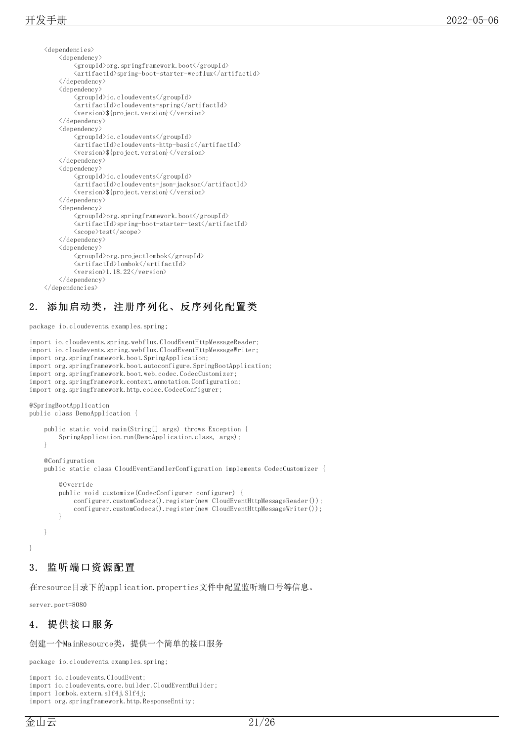```xml
    <dependencies>
        <dependency>
            <groupId>org.springframework.boot</groupId>
            <artifactId>spring-boot-starter-webflux</artifactId>
        </dependency>
        <dependency>
            <groupId>io.cloudevents</groupId>
            <artifactId>cloudevents-spring</artifactId>
            <version>${project.version}</version>
        </dependency>
        <dependency>
            <groupId>io.cloudevents</groupId>
            <artifactId>cloudevents-http-basic</artifactId>
            <version>${project.version}</version>
        </dependency>
        <dependency>
            <groupId>io.cloudevents</groupId>
            <artifactId>cloudevents-json-jackson</artifactId>
            <version>${project.version}</version>
        </dependency>
        <dependency>
            <groupId>org.springframework.boot</groupId>
            <artifactId>spring-boot-starter-test</artifactId>
            <scope>test</scope>
        </dependency>
        <dependency>
            <groupId>org.projectlombok</groupId>
            <artifactId>lombok</artifactId>
            <version>1.18.22</version>
        </dependency>
    </dependencies>
```

## 2. 添加启动类，注册序列化、反序列化配置类

```java
package io.cloudevents.examples.spring;

import io.cloudevents.spring.webflux.CloudEventHttpMessageReader;
import io.cloudevents.spring.webflux.CloudEventHttpMessageWriter;
import org.springframework.boot.SpringApplication;
import org.springframework.boot.autoconfigure.SpringBootApplication;
import org.springframework.boot.web.codec.CodecCustomizer;
import org.springframework.context.annotation.Configuration;
import org.springframework.http.codec.CodecConfigurer;

@SpringBootApplication
public class DemoApplication {

    public static void main(String[] args) throws Exception {
        SpringApplication.run(DemoApplication.class, args);
    }

    @Configuration
    public static class CloudEventHandlerConfiguration implements CodecCustomizer {

        @Override
        public void customize(CodecConfigurer configurer) {
            configurer.customCodecs().register(new CloudEventHttpMessageReader());
            configurer.customCodecs().register(new CloudEventHttpMessageWriter());
        }

    }

}
```

## 3. 监听端口资源配置

在resource目录下的application.properties文件中配置监听端口号等信息。

```
server.port=8080
```

## 4. 提供接口服务

创建一个MainResource类，提供一个简单的接口服务

```java
package io.cloudevents.examples.spring;

import io.cloudevents.CloudEvent;
import io.cloudevents.core.builder.CloudEventBuilder;
import lombok.extern.slf4j.Slf4j;
import org.springframework.http.ResponseEntity;
```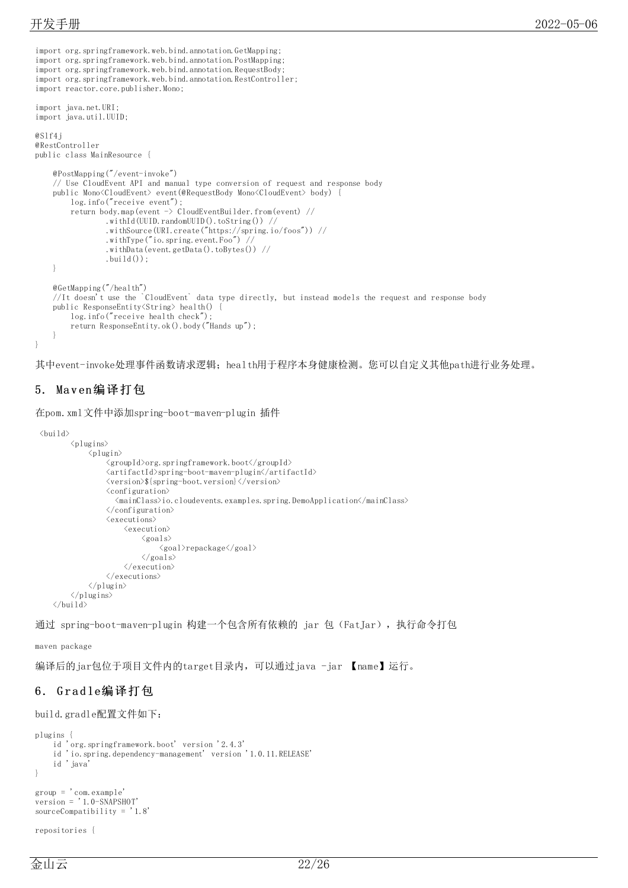```java
import org.springframework.web.bind.annotation.GetMapping;
import org.springframework.web.bind.annotation.PostMapping;
import org.springframework.web.bind.annotation.RequestBody;
import org.springframework.web.bind.annotation.RestController;
import reactor.core.publisher.Mono;

import java.net.URI;
import java.util.UUID;

@Slf4j
@RestController
public class MainResource {

    @PostMapping("/event-invoke")
    // Use CloudEvent API and manual type conversion of request and response body
    public Mono<CloudEvent> event(@RequestBody Mono<CloudEvent> body) {
        log.info("receive event");
        return body.map(event -> CloudEventBuilder.from(event) //
                .withId(UUID.randomUUID().toString()) //
                .withSource(URI.create("https://spring.io/foos")) //
                .withType("io.spring.event.Foo") //
                .withData(event.getData().toBytes()) //
                .build());
    }

    @GetMapping("/health")
    //It doesn't use the `CloudEvent` data type directly, but instead models the request and response body
    public ResponseEntity<String> health() {
        log.info("receive health check");
        return ResponseEntity.ok().body("Hands up");
    }
}
```

其中event-invoke处理事件函数请求逻辑；health用于程序本身健康检测。您可以自定义其他path进行业务处理。

## 5. Maven编译打包

在pom.xml文件中添加spring-boot-maven-plugin 插件

```xml
 <build>
        <plugins>
            <plugin>
                <groupId>org.springframework.boot</groupId>
                <artifactId>spring-boot-maven-plugin</artifactId>
                <version>${spring-boot.version}</version>
                <configuration>
                  <mainClass>io.cloudevents.examples.spring.DemoApplication</mainClass>
                </configuration>
                <executions>
                    <execution>
                        <goals>
                            <goal>repackage</goal>
                        </goals>
                    </execution>
                </executions>
            </plugin>
        </plugins>
    </build>
```

通过 spring-boot-maven-plugin 构建一个包含所有依赖的 jar 包（FatJar），执行命令打包

```
maven package
```

编译后的jar包位于项目文件内的target目录内，可以通过java -jar 【name】运行。

## 6. Gradle编译打包

build.gradle配置文件如下：

```groovy
plugins {
    id 'org.springframework.boot' version '2.4.3'
    id 'io.spring.dependency-management' version '1.0.11.RELEASE'
    id 'java'
}

group = 'com.example'
version = '1.0-SNAPSHOT'
sourceCompatibility = '1.8'

repositories {
```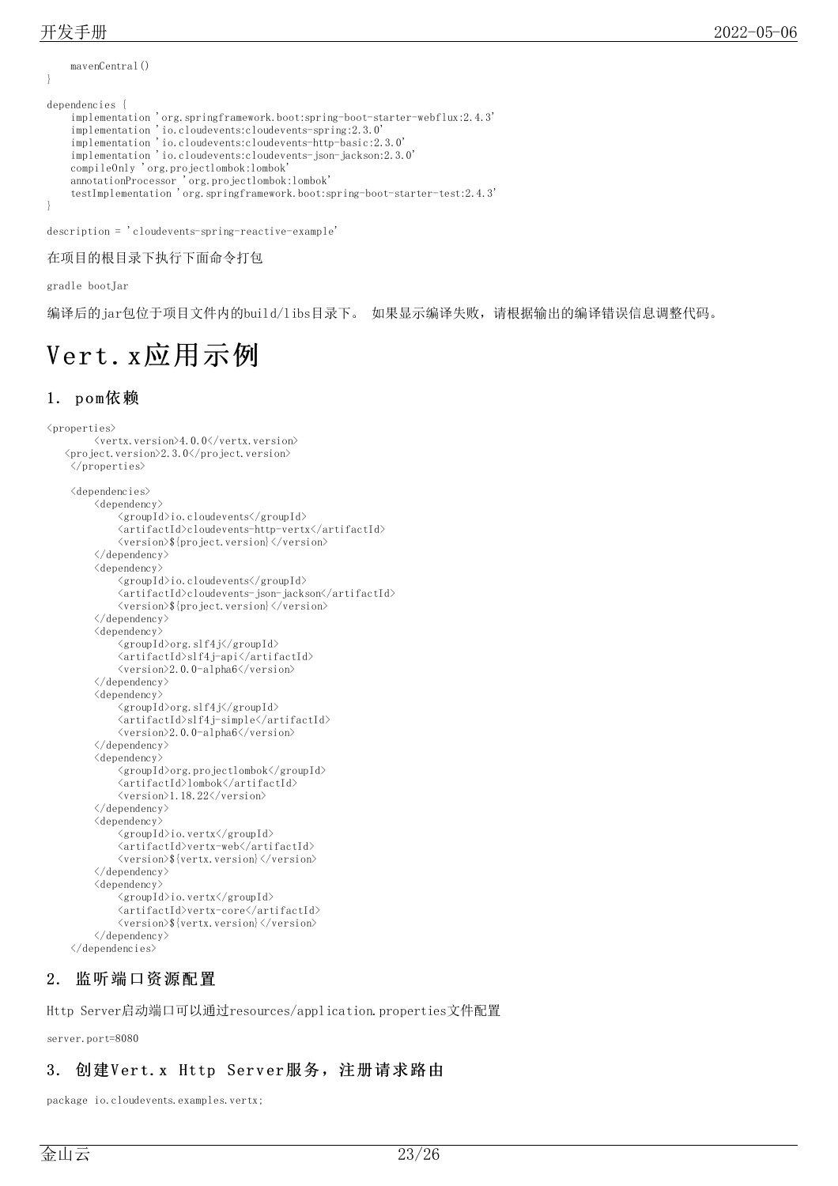```
    mavenCentral()
}

dependencies {
    implementation 'org.springframework.boot:spring-boot-starter-webflux:2.4.3'
    implementation 'io.cloudevents:cloudevents-spring:2.3.0'
    implementation 'io.cloudevents:cloudevents-http-basic:2.3.0'
    implementation 'io.cloudevents:cloudevents-json-jackson:2.3.0'
    compileOnly 'org.projectlombok:lombok'
    annotationProcessor 'org.projectlombok:lombok'
    testImplementation 'org.springframework.boot:spring-boot-starter-test:2.4.3'
}

description = 'cloudevents-spring-reactive-example'
```

在项目的根目录下执行下面命令打包

```
gradle bootJar
```

编译后的jar包位于项目文件内的build/libs目录下。 如果显示编译失败，请根据输出的编译错误信息调整代码。

# Vert.x应用示例

## 1. pom依赖

```xml
<properties>
        <vertx.version>4.0.0</vertx.version>
    <project.version>2.3.0</project.version>
    </properties>

    <dependencies>
        <dependency>
            <groupId>io.cloudevents</groupId>
            <artifactId>cloudevents-http-vertx</artifactId>
            <version>${project.version}</version>
        </dependency>
        <dependency>
            <groupId>io.cloudevents</groupId>
            <artifactId>cloudevents-json-jackson</artifactId>
            <version>${project.version}</version>
        </dependency>
        <dependency>
            <groupId>org.slf4j</groupId>
            <artifactId>slf4j-api</artifactId>
            <version>2.0.0-alpha6</version>
        </dependency>
        <dependency>
            <groupId>org.slf4j</groupId>
            <artifactId>slf4j-simple</artifactId>
            <version>2.0.0-alpha6</version>
        </dependency>
        <dependency>
            <groupId>org.projectlombok</groupId>
            <artifactId>lombok</artifactId>
            <version>1.18.22</version>
        </dependency>
        <dependency>
            <groupId>io.vertx</groupId>
            <artifactId>vertx-web</artifactId>
            <version>${vertx.version}</version>
        </dependency>
        <dependency>
            <groupId>io.vertx</groupId>
            <artifactId>vertx-core</artifactId>
            <version>${vertx.version}</version>
        </dependency>
    </dependencies>
```

## 2. 监听端口资源配置

Http Server启动端口可以通过resources/application.properties文件配置

```
server.port=8080
```

## 3. 创建Vert.x Http Server服务，注册请求路由

```java
package io.cloudevents.examples.vertx;
```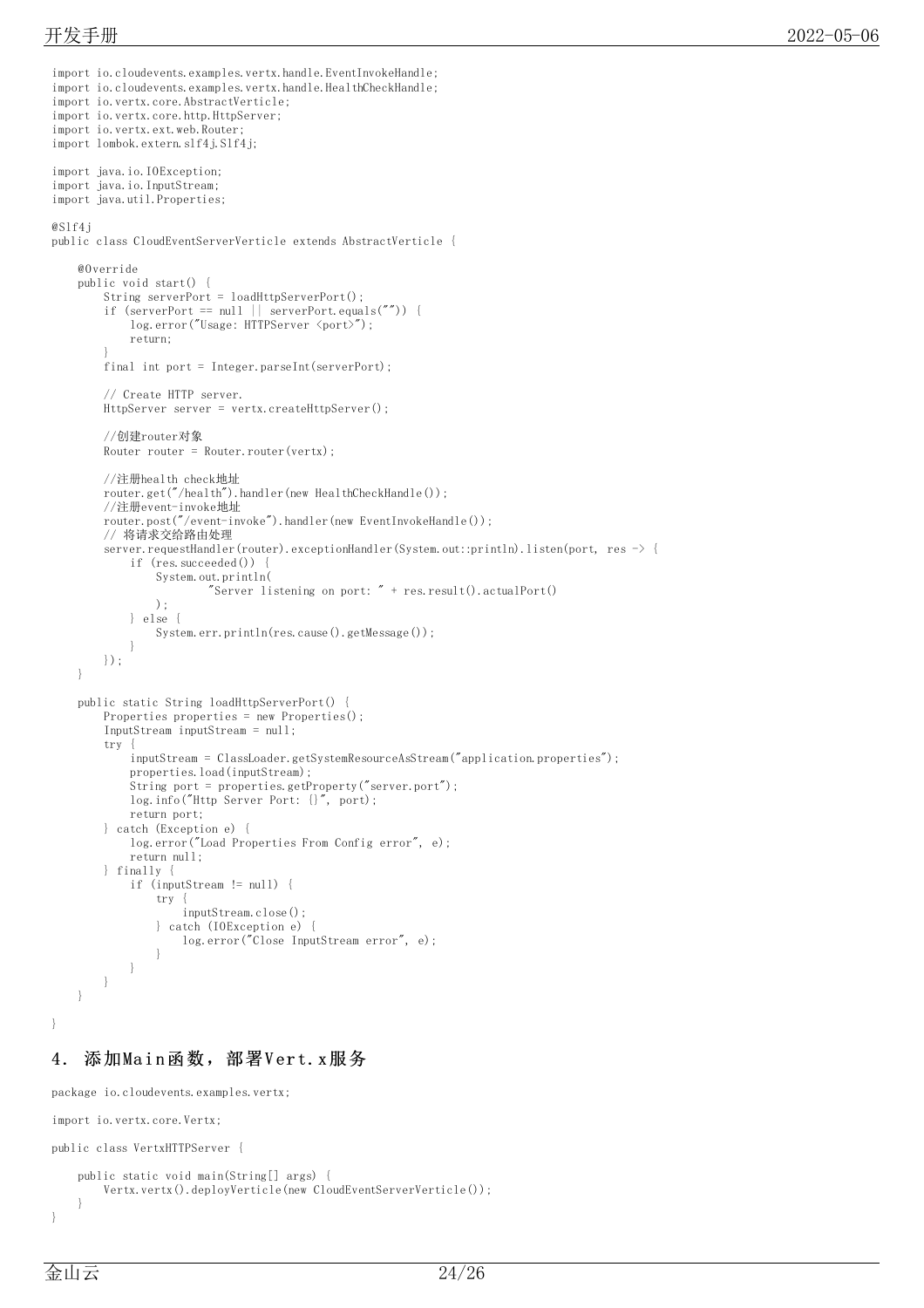```java
import io.cloudevents.examples.vertx.handle.EventInvokeHandle;
import io.cloudevents.examples.vertx.handle.HealthCheckHandle;
import io.vertx.core.AbstractVerticle;
import io.vertx.core.http.HttpServer;
import io.vertx.ext.web.Router;
import lombok.extern.slf4j.Slf4j;

import java.io.IOException;
import java.io.InputStream;
import java.util.Properties;

@Slf4j
public class CloudEventServerVerticle extends AbstractVerticle {

    @Override
    public void start() {
        String serverPort = loadHttpServerPort();
        if (serverPort == null || serverPort.equals("")) {
            log.error("Usage: HTTPServer <port>");
            return;
        }
        final int port = Integer.parseInt(serverPort);

        // Create HTTP server.
        HttpServer server = vertx.createHttpServer();

        //创建router对象
        Router router = Router.router(vertx);

        //注册health check地址
        router.get("/health").handler(new HealthCheckHandle());
        //注册event-invoke地址
        router.post("/event-invoke").handler(new EventInvokeHandle());
        // 将请求交给路由处理
        server.requestHandler(router).exceptionHandler(System.out::println).listen(port, res -> {
            if (res.succeeded()) {
                System.out.println(
                        "Server listening on port: " + res.result().actualPort()
                );
            } else {
                System.err.println(res.cause().getMessage());
            }
        });
    }

    public static String loadHttpServerPort() {
        Properties properties = new Properties();
        InputStream inputStream = null;
        try {
            inputStream = ClassLoader.getSystemResourceAsStream("application.properties");
            properties.load(inputStream);
            String port = properties.getProperty("server.port");
            log.info("Http Server Port: {}", port);
            return port;
        } catch (Exception e) {
            log.error("Load Properties From Config error", e);
            return null;
        } finally {
            if (inputStream != null) {
                try {
                    inputStream.close();
                } catch (IOException e) {
                    log.error("Close InputStream error", e);
                }
            }
        }
    }

}
```

## 4. 添加Main函数，部署Vert.x服务

```java
package io.cloudevents.examples.vertx;

import io.vertx.core.Vertx;

public class VertxHTTPServer {

    public static void main(String[] args) {
        Vertx.vertx().deployVerticle(new CloudEventServerVerticle());
    }
}
```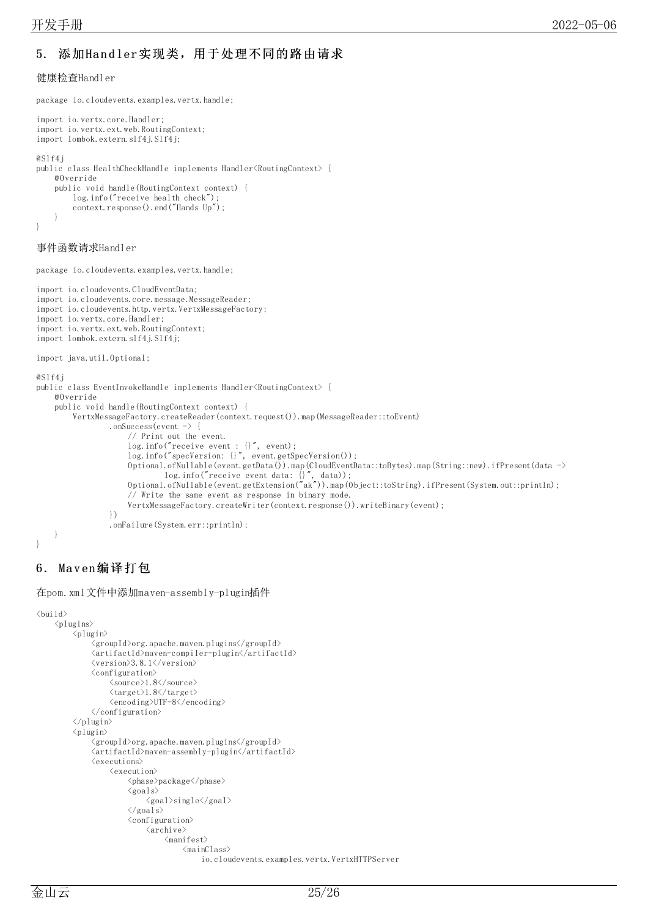## 5. 添加Handler实现类，用于处理不同的路由请求

健康检查Handler

```java
package io.cloudevents.examples.vertx.handle;

import io.vertx.core.Handler;
import io.vertx.ext.web.RoutingContext;
import lombok.extern.slf4j.Slf4j;

@Slf4j
public class HealthCheckHandle implements Handler<RoutingContext> {
    @Override
    public void handle(RoutingContext context) {
        log.info("receive health check");
        context.response().end("Hands Up");
    }
}
```

事件函数请求Handler

```java
package io.cloudevents.examples.vertx.handle;

import io.cloudevents.CloudEventData;
import io.cloudevents.core.message.MessageReader;
import io.cloudevents.http.vertx.VertxMessageFactory;
import io.vertx.core.Handler;
import io.vertx.ext.web.RoutingContext;
import lombok.extern.slf4j.Slf4j;

import java.util.Optional;

@Slf4j
public class EventInvokeHandle implements Handler<RoutingContext> {
    @Override
    public void handle(RoutingContext context) {
        VertxMessageFactory.createReader(context.request()).map(MessageReader::toEvent)
                .onSuccess(event -> {
                    // Print out the event.
                    log.info("receive event : {}", event);
                    log.info("specVersion: {}", event.getSpecVersion());
                    Optional.ofNullable(event.getData()).map(CloudEventData::toBytes).map(String::new).ifPresent(data ->
                            log.info("receive event data: {}", data));
                    Optional.ofNullable(event.getExtension("ak")).map(Object::toString).ifPresent(System.out::println);
                    // Write the same event as response in binary mode.
                    VertxMessageFactory.createWriter(context.response()).writeBinary(event);
                })
                .onFailure(System.err::println);
    }
}
```

## 6. Maven编译打包

在pom.xml文件中添加maven-assembly-plugin插件

```xml
<build>
    <plugins>
        <plugin>
            <groupId>org.apache.maven.plugins</groupId>
            <artifactId>maven-compiler-plugin</artifactId>
            <version>3.8.1</version>
            <configuration>
                <source>1.8</source>
                <target>1.8</target>
                <encoding>UTF-8</encoding>
            </configuration>
        </plugin>
        <plugin>
            <groupId>org.apache.maven.plugins</groupId>
            <artifactId>maven-assembly-plugin</artifactId>
            <executions>
                <execution>
                    <phase>package</phase>
                    <goals>
                        <goal>single</goal>
                    </goals>
                    <configuration>
                        <archive>
                            <manifest>
                                <mainClass>
                                    io.cloudevents.examples.vertx.VertxHTTPServer
```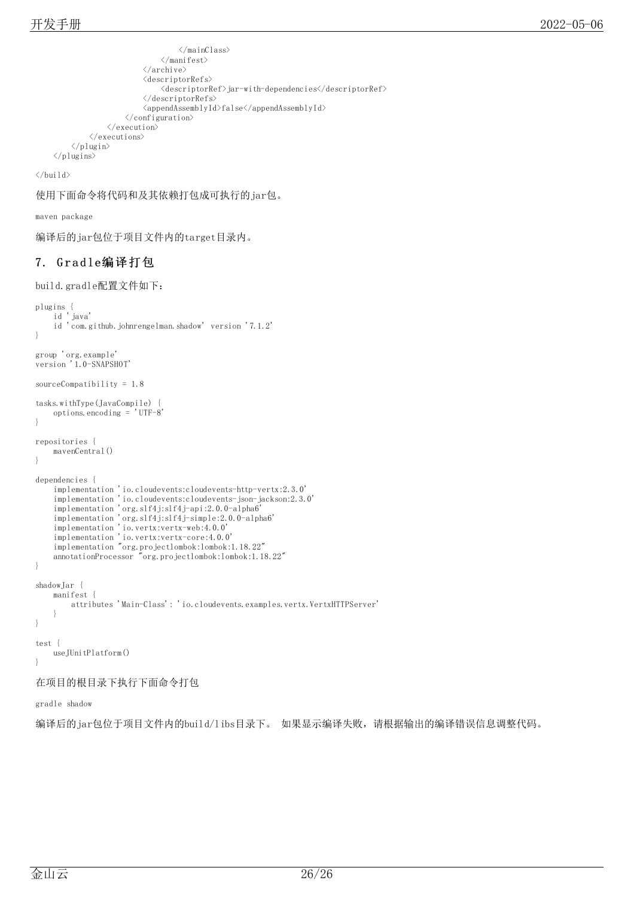```
                            </mainClass>
                        </manifest>
                    </archive>
                    <descriptorRefs>
                        <descriptorRef>jar-with-dependencies</descriptorRef>
                    </descriptorRefs>
                    <appendAssemblyId>false</appendAssemblyId>
                </configuration>
            </execution>
        </executions>
    </plugin>
</plugins>

</build>
```

使用下面命令将代码和及其依赖打包成可执行的jar包。

```
maven package
```

编译后的jar包位于项目文件内的target目录内。

## 7. Gradle编译打包

build.gradle配置文件如下：

```
plugins {
    id 'java'
    id 'com.github.johnrengelman.shadow' version '7.1.2'
}

group 'org.example'
version '1.0-SNAPSHOT'

sourceCompatibility = 1.8

tasks.withType(JavaCompile) {
    options.encoding = 'UTF-8'
}

repositories {
    mavenCentral()
}

dependencies {
    implementation 'io.cloudevents:cloudevents-http-vertx:2.3.0'
    implementation 'io.cloudevents:cloudevents-json-jackson:2.3.0'
    implementation 'org.slf4j:slf4j-api:2.0.0-alpha6'
    implementation 'org.slf4j:slf4j-simple:2.0.0-alpha6'
    implementation 'io.vertx:vertx-web:4.0.0'
    implementation 'io.vertx:vertx-core:4.0.0'
    implementation "org.projectlombok:lombok:1.18.22"
    annotationProcessor "org.projectlombok:lombok:1.18.22"
}

shadowJar {
    manifest {
        attributes 'Main-Class': 'io.cloudevents.examples.vertx.VertxHTTPServer'
    }
}

test {
    useJUnitPlatform()
}
```

在项目的根目录下执行下面命令打包

```
gradle shadow
```

编译后的jar包位于项目文件内的build/libs目录下。 如果显示编译失败，请根据输出的编译错误信息调整代码。